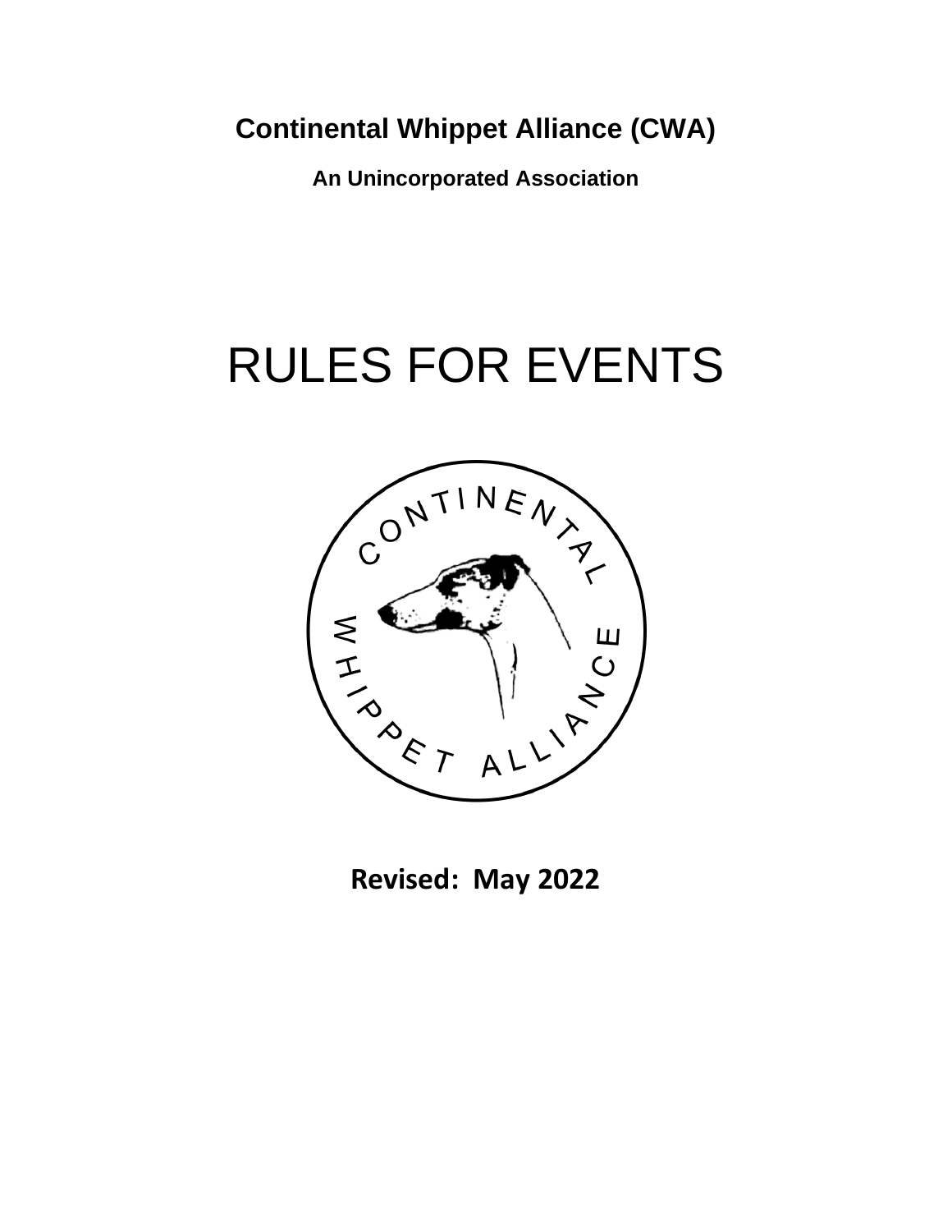**Continental Whippet Alliance (CWA)**

**An Unincorporated Association**

# RULES FOR EVENTS

**Revised: May 2022**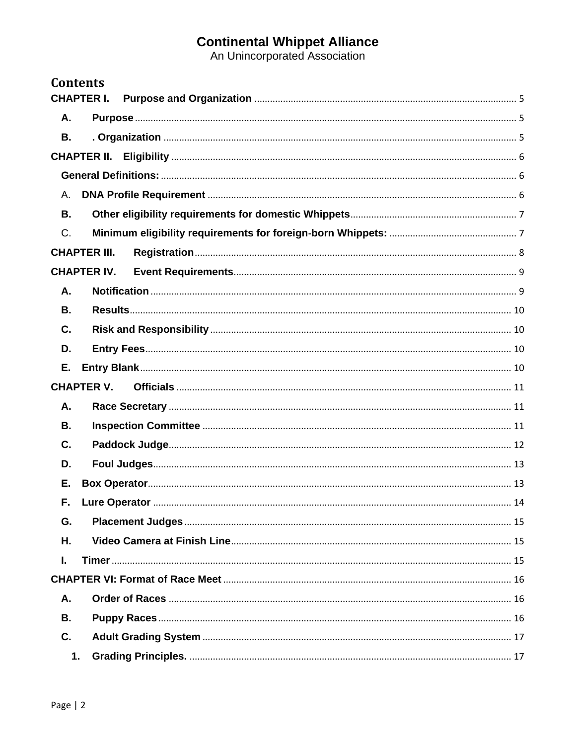**Continental Whippet Alliance**
An Unincorporated Association

## Contents

**CHAPTER I. Purpose and Organization** .......... 5
- **A. Purpose** .......... 5
- **B. . Organization** .......... 5

**CHAPTER II. Eligibility** .......... 6
- **General Definitions:** .......... 6
- A. **DNA Profile Requirement** .......... 6
- **B. Other eligibility requirements for domestic Whippets** .......... 7
- C. **Minimum eligibility requirements for foreign-born Whippets:** .......... 7

**CHAPTER III. Registration** .......... 8

**CHAPTER IV. Event Requirements** .......... 9
- **A. Notification** .......... 9
- **B. Results** .......... 10
- **C. Risk and Responsibility** .......... 10
- **D. Entry Fees** .......... 10
- **E. Entry Blank** .......... 10

**CHAPTER V. Officials** .......... 11
- **A. Race Secretary** .......... 11
- **B. Inspection Committee** .......... 11
- **C. Paddock Judge** .......... 12
- **D. Foul Judges** .......... 13
- **E. Box Operator** .......... 13
- **F. Lure Operator** .......... 14
- **G. Placement Judges** .......... 15
- **H. Video Camera at Finish Line** .......... 15
- **I. Timer** .......... 15

**CHAPTER VI: Format of Race Meet** .......... 16
- **A. Order of Races** .......... 16
- **B. Puppy Races** .......... 16
- **C. Adult Grading System** .......... 17
  - **1. Grading Principles.** .......... 17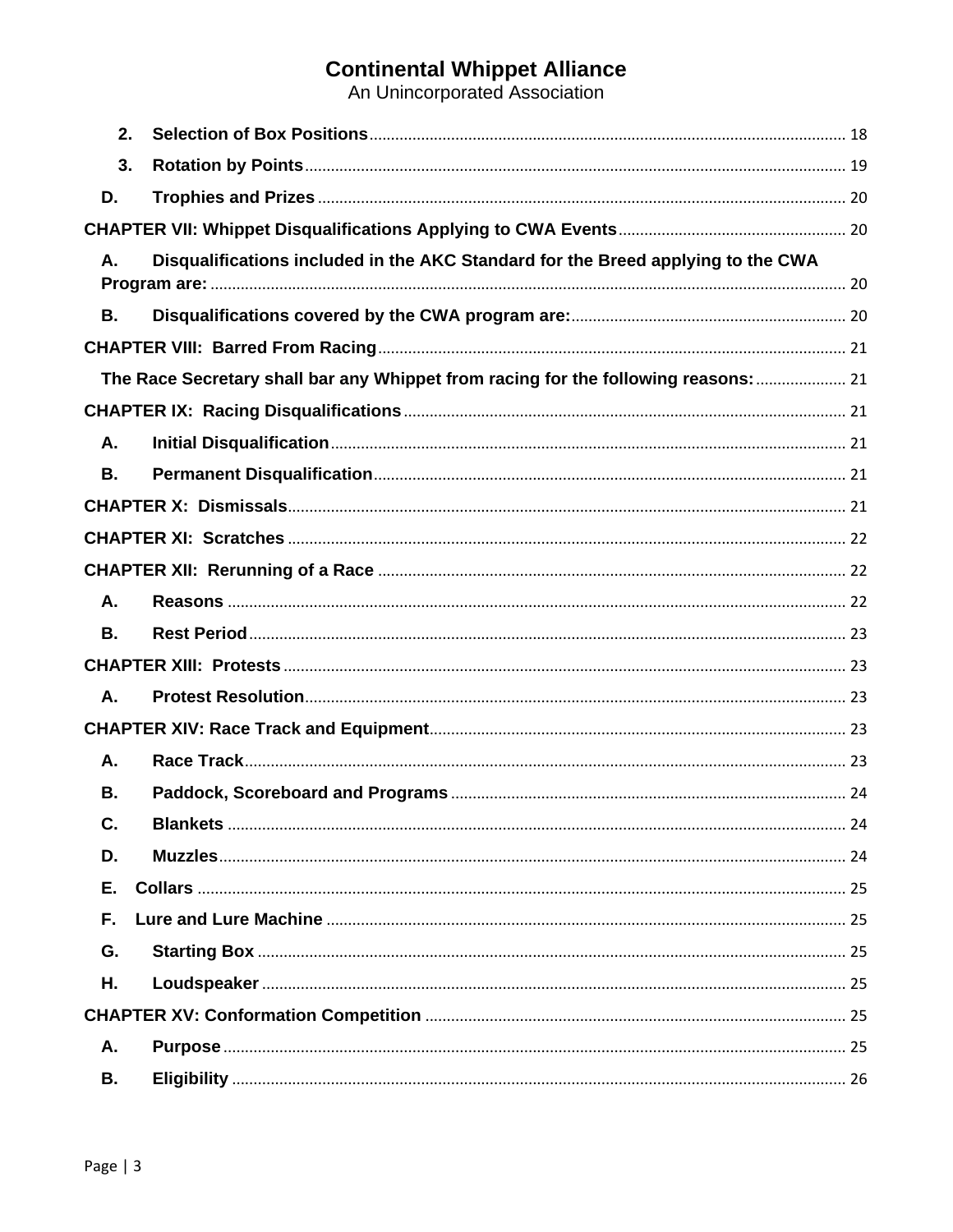# Continental Whippet Alliance

An Unincorporated Association

- **2. Selection of Box Positions** .......... 18
- **3. Rotation by Points** .......... 19
- **D. Trophies and Prizes** .......... 20

**CHAPTER VII: Whippet Disqualifications Applying to CWA Events** .......... 20

- **A. Disqualifications included in the AKC Standard for the Breed applying to the CWA Program are:** .......... 20
- **B. Disqualifications covered by the CWA program are:** .......... 20

**CHAPTER VIII: Barred From Racing** .......... 21

- **The Race Secretary shall bar any Whippet from racing for the following reasons:** .......... 21

**CHAPTER IX: Racing Disqualifications** .......... 21

- **A. Initial Disqualification** .......... 21
- **B. Permanent Disqualification** .......... 21

**CHAPTER X: Dismissals** .......... 21

**CHAPTER XI: Scratches** .......... 22

**CHAPTER XII: Rerunning of a Race** .......... 22

- **A. Reasons** .......... 22
- **B. Rest Period** .......... 23

**CHAPTER XIII: Protests** .......... 23

- **A. Protest Resolution** .......... 23

**CHAPTER XIV: Race Track and Equipment** .......... 23

- **A. Race Track** .......... 23
- **B. Paddock, Scoreboard and Programs** .......... 24
- **C. Blankets** .......... 24
- **D. Muzzles** .......... 24
- **E. Collars** .......... 25
- **F. Lure and Lure Machine** .......... 25
- **G. Starting Box** .......... 25
- **H. Loudspeaker** .......... 25

**CHAPTER XV: Conformation Competition** .......... 25

- **A. Purpose** .......... 25
- **B. Eligibility** .......... 26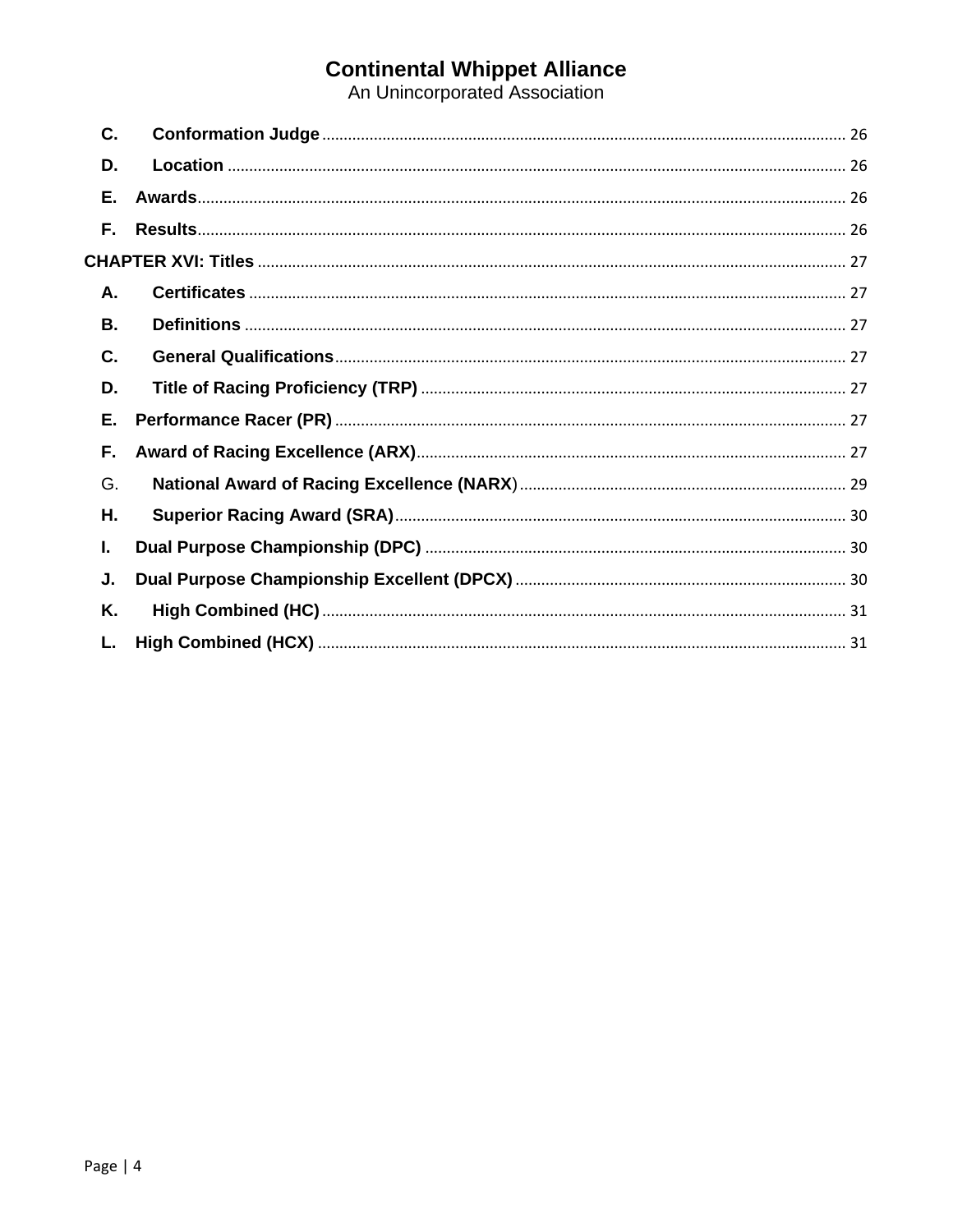C. Conformation Judge ........ 26

D. Location ........ 26

E. Awards ........ 26

F. Results ........ 26

CHAPTER XVI: Titles ........ 27

A. Certificates ........ 27

B. Definitions ........ 27

C. General Qualifications ........ 27

D. Title of Racing Proficiency (TRP) ........ 27

E. Performance Racer (PR) ........ 27

F. Award of Racing Excellence (ARX) ........ 27

G. National Award of Racing Excellence (NARX) ........ 29

H. Superior Racing Award (SRA) ........ 30

I. Dual Purpose Championship (DPC) ........ 30

J. Dual Purpose Championship Excellent (DPCX) ........ 30

K. High Combined (HC) ........ 31

L. High Combined (HCX) ........ 31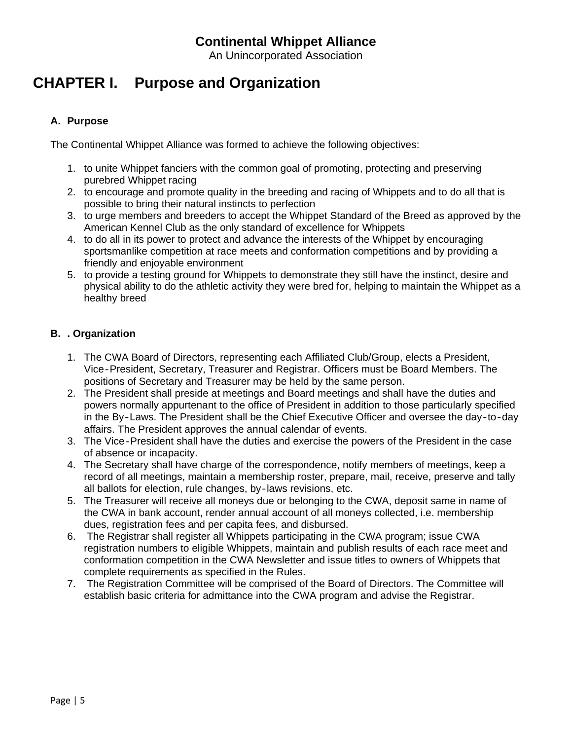**Continental Whippet Alliance**
An Unincorporated Association

# CHAPTER I. Purpose and Organization

### A. Purpose

The Continental Whippet Alliance was formed to achieve the following objectives:

1. to unite Whippet fanciers with the common goal of promoting, protecting and preserving purebred Whippet racing
2. to encourage and promote quality in the breeding and racing of Whippets and to do all that is possible to bring their natural instincts to perfection
3. to urge members and breeders to accept the Whippet Standard of the Breed as approved by the American Kennel Club as the only standard of excellence for Whippets
4. to do all in its power to protect and advance the interests of the Whippet by encouraging sportsmanlike competition at race meets and conformation competitions and by providing a friendly and enjoyable environment
5. to provide a testing ground for Whippets to demonstrate they still have the instinct, desire and physical ability to do the athletic activity they were bred for, helping to maintain the Whippet as a healthy breed

### B. . Organization

1. The CWA Board of Directors, representing each Affiliated Club/Group, elects a President, Vice-President, Secretary, Treasurer and Registrar. Officers must be Board Members. The positions of Secretary and Treasurer may be held by the same person.
2. The President shall preside at meetings and Board meetings and shall have the duties and powers normally appurtenant to the office of President in addition to those particularly specified in the By-Laws. The President shall be the Chief Executive Officer and oversee the day-to-day affairs. The President approves the annual calendar of events.
3. The Vice-President shall have the duties and exercise the powers of the President in the case of absence or incapacity.
4. The Secretary shall have charge of the correspondence, notify members of meetings, keep a record of all meetings, maintain a membership roster, prepare, mail, receive, preserve and tally all ballots for election, rule changes, by-laws revisions, etc.
5. The Treasurer will receive all moneys due or belonging to the CWA, deposit same in name of the CWA in bank account, render annual account of all moneys collected, i.e. membership dues, registration fees and per capita fees, and disbursed.
6. The Registrar shall register all Whippets participating in the CWA program; issue CWA registration numbers to eligible Whippets, maintain and publish results of each race meet and conformation competition in the CWA Newsletter and issue titles to owners of Whippets that complete requirements as specified in the Rules.
7. The Registration Committee will be comprised of the Board of Directors. The Committee will establish basic criteria for admittance into the CWA program and advise the Registrar.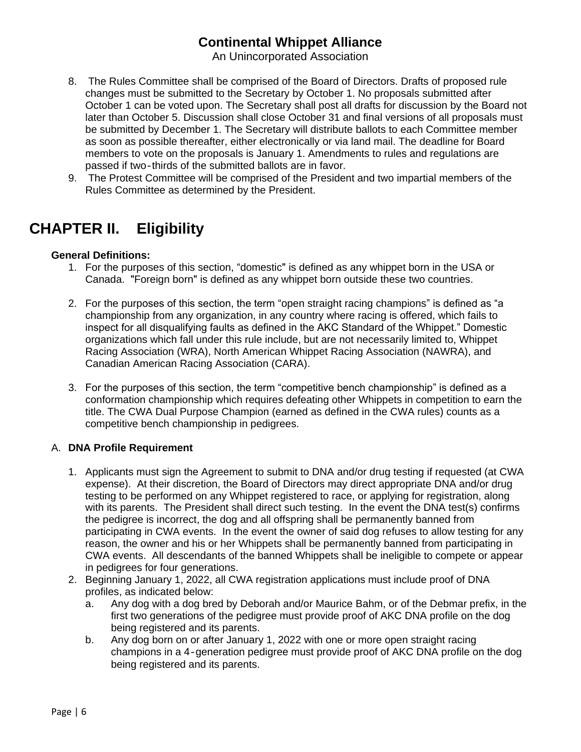8. The Rules Committee shall be comprised of the Board of Directors. Drafts of proposed rule changes must be submitted to the Secretary by October 1. No proposals submitted after October 1 can be voted upon. The Secretary shall post all drafts for discussion by the Board not later than October 5. Discussion shall close October 31 and final versions of all proposals must be submitted by December 1. The Secretary will distribute ballots to each Committee member as soon as possible thereafter, either electronically or via land mail. The deadline for Board members to vote on the proposals is January 1. Amendments to rules and regulations are passed if two-thirds of the submitted ballots are in favor.
9. The Protest Committee will be comprised of the President and two impartial members of the Rules Committee as determined by the President.

# CHAPTER II. Eligibility

**General Definitions:**

1. For the purposes of this section, "domestic" is defined as any whippet born in the USA or Canada. "Foreign born" is defined as any whippet born outside these two countries.

2. For the purposes of this section, the term "open straight racing champions" is defined as "a championship from any organization, in any country where racing is offered, which fails to inspect for all disqualifying faults as defined in the AKC Standard of the Whippet." Domestic organizations which fall under this rule include, but are not necessarily limited to, Whippet Racing Association (WRA), North American Whippet Racing Association (NAWRA), and Canadian American Racing Association (CARA).

3. For the purposes of this section, the term "competitive bench championship" is defined as a conformation championship which requires defeating other Whippets in competition to earn the title. The CWA Dual Purpose Champion (earned as defined in the CWA rules) counts as a competitive bench championship in pedigrees.

## A. DNA Profile Requirement

1. Applicants must sign the Agreement to submit to DNA and/or drug testing if requested (at CWA expense). At their discretion, the Board of Directors may direct appropriate DNA and/or drug testing to be performed on any Whippet registered to race, or applying for registration, along with its parents. The President shall direct such testing. In the event the DNA test(s) confirms the pedigree is incorrect, the dog and all offspring shall be permanently banned from participating in CWA events. In the event the owner of said dog refuses to allow testing for any reason, the owner and his or her Whippets shall be permanently banned from participating in CWA events. All descendants of the banned Whippets shall be ineligible to compete or appear in pedigrees for four generations.
2. Beginning January 1, 2022, all CWA registration applications must include proof of DNA profiles, as indicated below:
   a. Any dog with a dog bred by Deborah and/or Maurice Bahm, or of the Debmar prefix, in the first two generations of the pedigree must provide proof of AKC DNA profile on the dog being registered and its parents.
   b. Any dog born on or after January 1, 2022 with one or more open straight racing champions in a 4-generation pedigree must provide proof of AKC DNA profile on the dog being registered and its parents.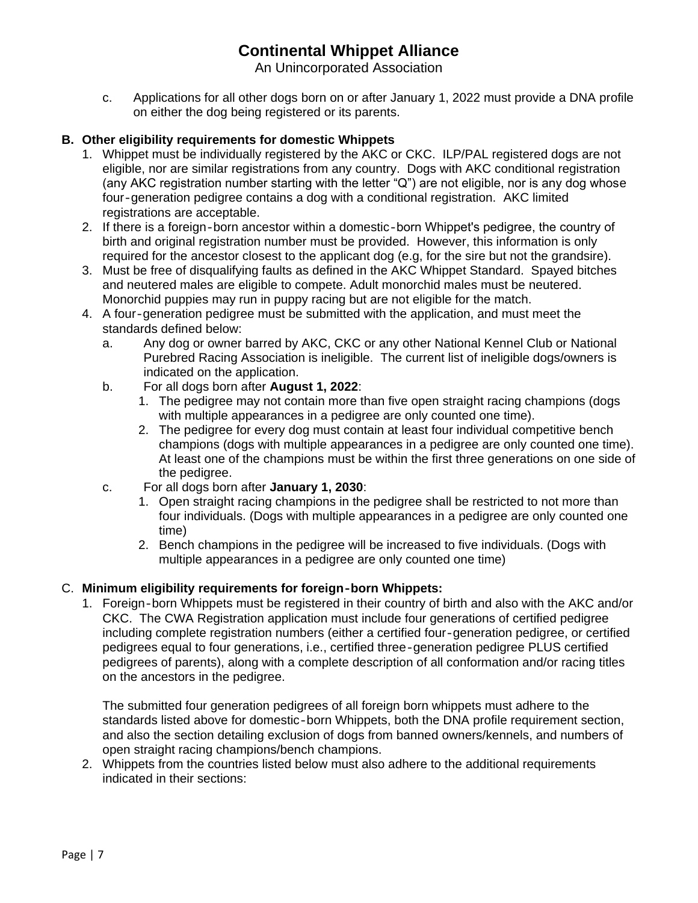# Continental Whippet Alliance

An Unincorporated Association

c. Applications for all other dogs born on or after January 1, 2022 must provide a DNA profile on either the dog being registered or its parents.

**B. Other eligibility requirements for domestic Whippets**

1. Whippet must be individually registered by the AKC or CKC. ILP/PAL registered dogs are not eligible, nor are similar registrations from any country. Dogs with AKC conditional registration (any AKC registration number starting with the letter "Q") are not eligible, nor is any dog whose four-generation pedigree contains a dog with a conditional registration. AKC limited registrations are acceptable.
2. If there is a foreign-born ancestor within a domestic-born Whippet's pedigree, the country of birth and original registration number must be provided. However, this information is only required for the ancestor closest to the applicant dog (e.g, for the sire but not the grandsire).
3. Must be free of disqualifying faults as defined in the AKC Whippet Standard. Spayed bitches and neutered males are eligible to compete. Adult monorchid males must be neutered. Monorchid puppies may run in puppy racing but are not eligible for the match.
4. A four-generation pedigree must be submitted with the application, and must meet the standards defined below:
   a. Any dog or owner barred by AKC, CKC or any other National Kennel Club or National Purebred Racing Association is ineligible. The current list of ineligible dogs/owners is indicated on the application.
   b. For all dogs born after **August 1, 2022**:
      1. The pedigree may not contain more than five open straight racing champions (dogs with multiple appearances in a pedigree are only counted one time).
      2. The pedigree for every dog must contain at least four individual competitive bench champions (dogs with multiple appearances in a pedigree are only counted one time). At least one of the champions must be within the first three generations on one side of the pedigree.
   c. For all dogs born after **January 1, 2030**:
      1. Open straight racing champions in the pedigree shall be restricted to not more than four individuals. (Dogs with multiple appearances in a pedigree are only counted one time)
      2. Bench champions in the pedigree will be increased to five individuals. (Dogs with multiple appearances in a pedigree are only counted one time)

C. **Minimum eligibility requirements for foreign-born Whippets:**

1. Foreign-born Whippets must be registered in their country of birth and also with the AKC and/or CKC. The CWA Registration application must include four generations of certified pedigree including complete registration numbers (either a certified four-generation pedigree, or certified pedigrees equal to four generations, i.e., certified three-generation pedigree PLUS certified pedigrees of parents), along with a complete description of all conformation and/or racing titles on the ancestors in the pedigree.

   The submitted four generation pedigrees of all foreign born whippets must adhere to the standards listed above for domestic-born Whippets, both the DNA profile requirement section, and also the section detailing exclusion of dogs from banned owners/kennels, and numbers of open straight racing champions/bench champions.
2. Whippets from the countries listed below must also adhere to the additional requirements indicated in their sections: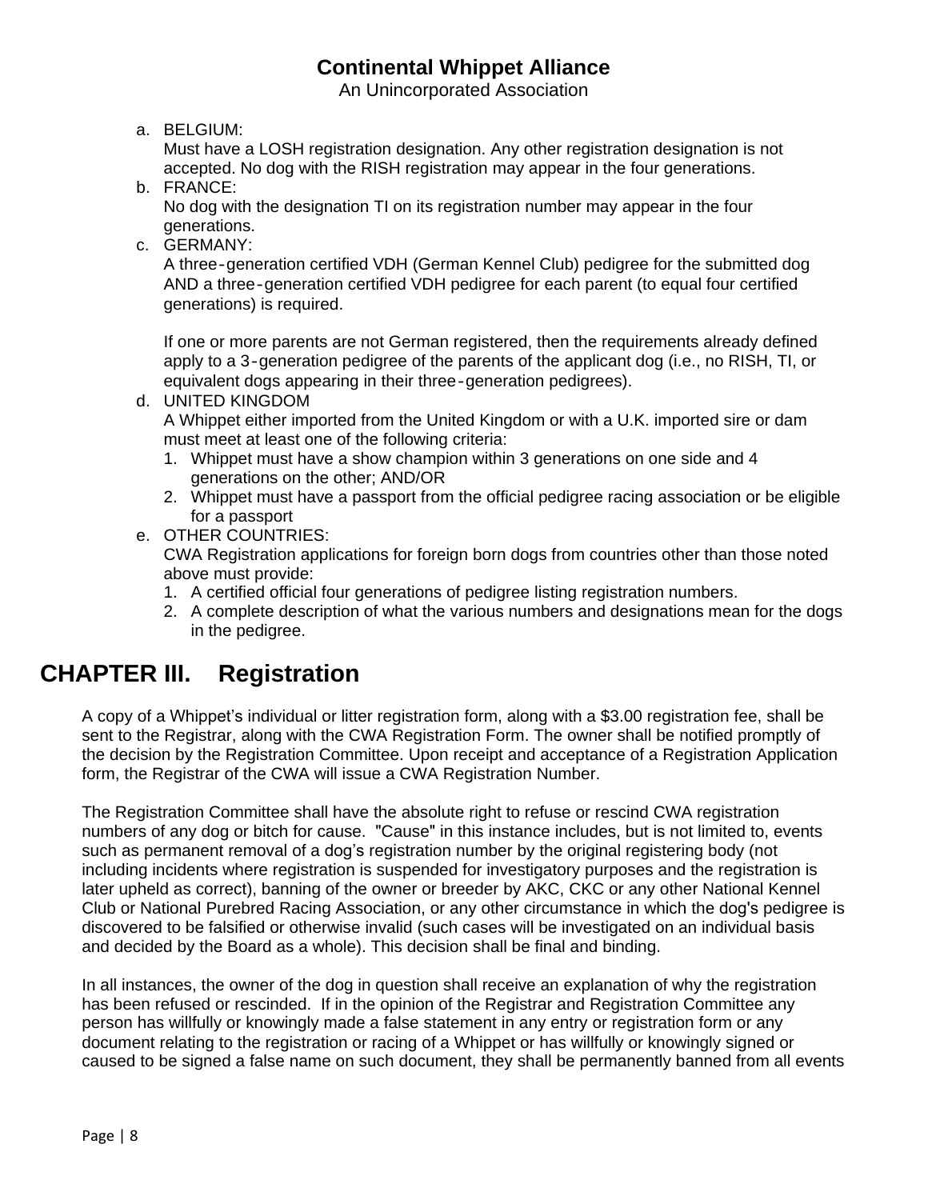a. BELGIUM:
   Must have a LOSH registration designation. Any other registration designation is not accepted. No dog with the RISH registration may appear in the four generations.
b. FRANCE:
   No dog with the designation TI on its registration number may appear in the four generations.
c. GERMANY:
   A three-generation certified VDH (German Kennel Club) pedigree for the submitted dog AND a three-generation certified VDH pedigree for each parent (to equal four certified generations) is required.

   If one or more parents are not German registered, then the requirements already defined apply to a 3-generation pedigree of the parents of the applicant dog (i.e., no RISH, TI, or equivalent dogs appearing in their three-generation pedigrees).
d. UNITED KINGDOM
   A Whippet either imported from the United Kingdom or with a U.K. imported sire or dam must meet at least one of the following criteria:
   1. Whippet must have a show champion within 3 generations on one side and 4 generations on the other; AND/OR
   2. Whippet must have a passport from the official pedigree racing association or be eligible for a passport
e. OTHER COUNTRIES:
   CWA Registration applications for foreign born dogs from countries other than those noted above must provide:
   1. A certified official four generations of pedigree listing registration numbers.
   2. A complete description of what the various numbers and designations mean for the dogs in the pedigree.

# CHAPTER III. Registration

A copy of a Whippet's individual or litter registration form, along with a $3.00 registration fee, shall be sent to the Registrar, along with the CWA Registration Form. The owner shall be notified promptly of the decision by the Registration Committee. Upon receipt and acceptance of a Registration Application form, the Registrar of the CWA will issue a CWA Registration Number.

The Registration Committee shall have the absolute right to refuse or rescind CWA registration numbers of any dog or bitch for cause. "Cause" in this instance includes, but is not limited to, events such as permanent removal of a dog's registration number by the original registering body (not including incidents where registration is suspended for investigatory purposes and the registration is later upheld as correct), banning of the owner or breeder by AKC, CKC or any other National Kennel Club or National Purebred Racing Association, or any other circumstance in which the dog's pedigree is discovered to be falsified or otherwise invalid (such cases will be investigated on an individual basis and decided by the Board as a whole). This decision shall be final and binding.

In all instances, the owner of the dog in question shall receive an explanation of why the registration has been refused or rescinded. If in the opinion of the Registrar and Registration Committee any person has willfully or knowingly made a false statement in any entry or registration form or any document relating to the registration or racing of a Whippet or has willfully or knowingly signed or caused to be signed a false name on such document, they shall be permanently banned from all events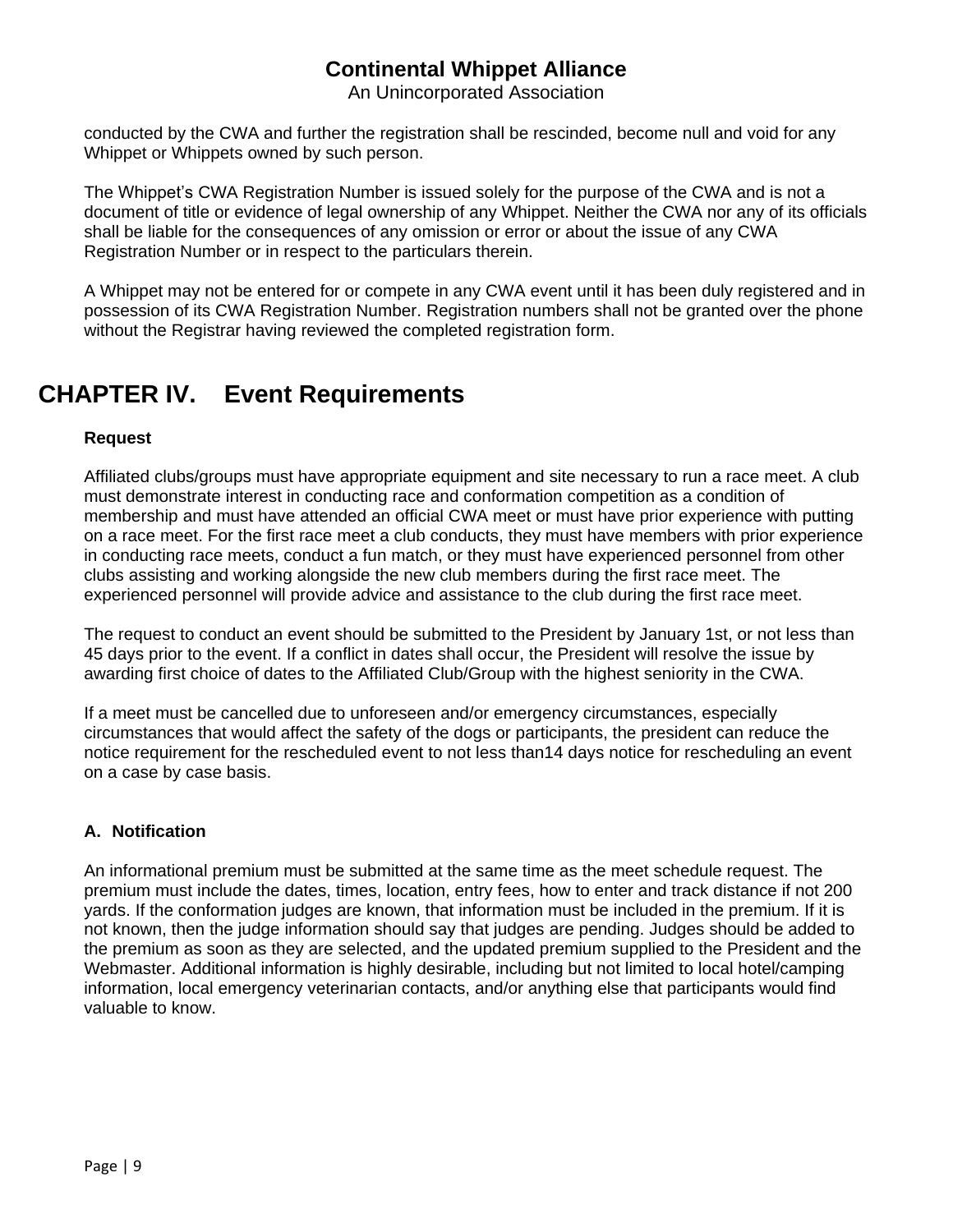conducted by the CWA and further the registration shall be rescinded, become null and void for any Whippet or Whippets owned by such person.

The Whippet's CWA Registration Number is issued solely for the purpose of the CWA and is not a document of title or evidence of legal ownership of any Whippet. Neither the CWA nor any of its officials shall be liable for the consequences of any omission or error or about the issue of any CWA Registration Number or in respect to the particulars therein.

A Whippet may not be entered for or compete in any CWA event until it has been duly registered and in possession of its CWA Registration Number. Registration numbers shall not be granted over the phone without the Registrar having reviewed the completed registration form.

# CHAPTER IV. Event Requirements

**Request**

Affiliated clubs/groups must have appropriate equipment and site necessary to run a race meet. A club must demonstrate interest in conducting race and conformation competition as a condition of membership and must have attended an official CWA meet or must have prior experience with putting on a race meet. For the first race meet a club conducts, they must have members with prior experience in conducting race meets, conduct a fun match, or they must have experienced personnel from other clubs assisting and working alongside the new club members during the first race meet. The experienced personnel will provide advice and assistance to the club during the first race meet.

The request to conduct an event should be submitted to the President by January 1st, or not less than 45 days prior to the event. If a conflict in dates shall occur, the President will resolve the issue by awarding first choice of dates to the Affiliated Club/Group with the highest seniority in the CWA.

If a meet must be cancelled due to unforeseen and/or emergency circumstances, especially circumstances that would affect the safety of the dogs or participants, the president can reduce the notice requirement for the rescheduled event to not less than14 days notice for rescheduling an event on a case by case basis.

**A. Notification**

An informational premium must be submitted at the same time as the meet schedule request. The premium must include the dates, times, location, entry fees, how to enter and track distance if not 200 yards. If the conformation judges are known, that information must be included in the premium. If it is not known, then the judge information should say that judges are pending. Judges should be added to the premium as soon as they are selected, and the updated premium supplied to the President and the Webmaster. Additional information is highly desirable, including but not limited to local hotel/camping information, local emergency veterinarian contacts, and/or anything else that participants would find valuable to know.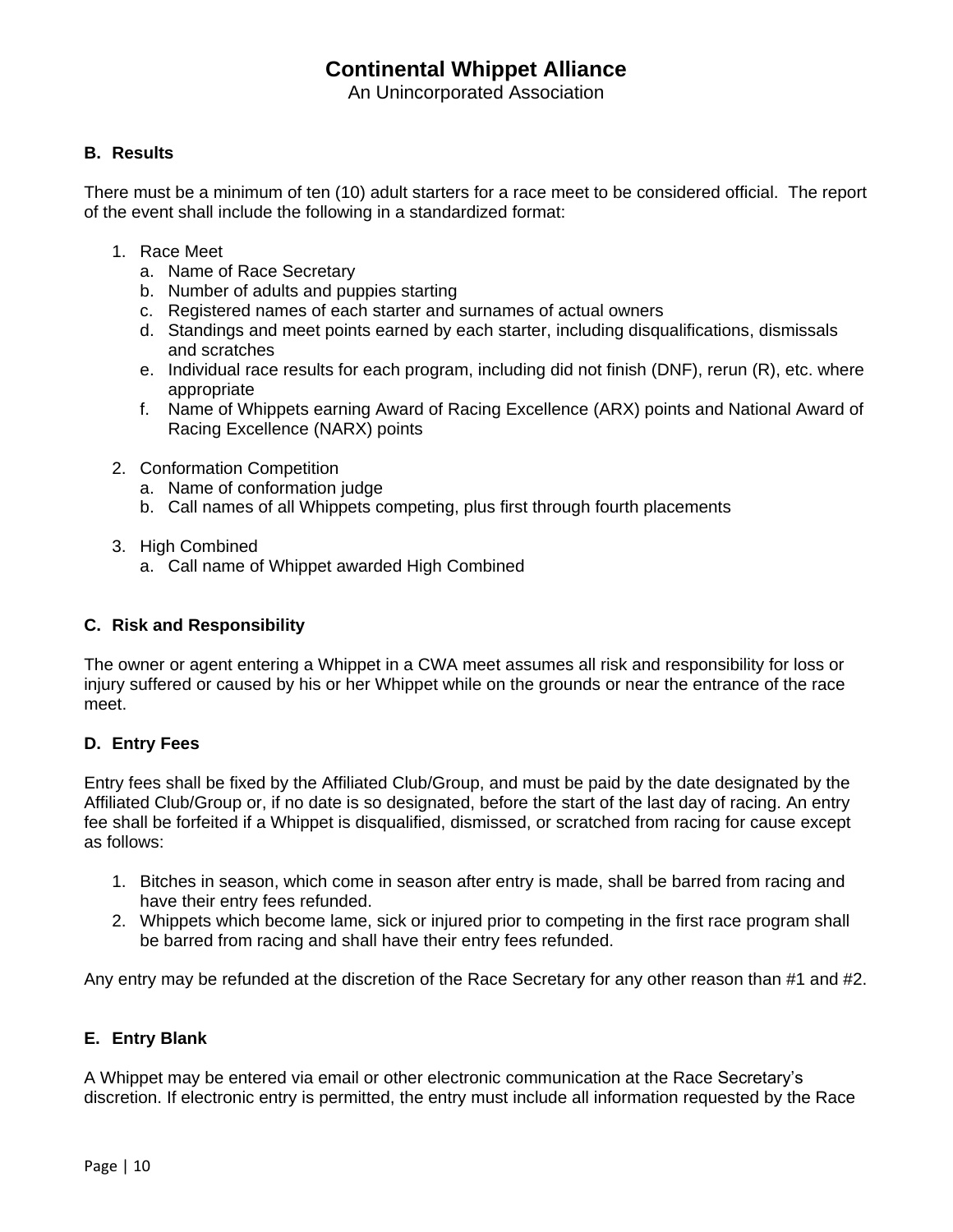## B. Results

There must be a minimum of ten (10) adult starters for a race meet to be considered official. The report of the event shall include the following in a standardized format:

1. Race Meet
   a. Name of Race Secretary
   b. Number of adults and puppies starting
   c. Registered names of each starter and surnames of actual owners
   d. Standings and meet points earned by each starter, including disqualifications, dismissals and scratches
   e. Individual race results for each program, including did not finish (DNF), rerun (R), etc. where appropriate
   f. Name of Whippets earning Award of Racing Excellence (ARX) points and National Award of Racing Excellence (NARX) points

2. Conformation Competition
   a. Name of conformation judge
   b. Call names of all Whippets competing, plus first through fourth placements

3. High Combined
   a. Call name of Whippet awarded High Combined

## C. Risk and Responsibility

The owner or agent entering a Whippet in a CWA meet assumes all risk and responsibility for loss or injury suffered or caused by his or her Whippet while on the grounds or near the entrance of the race meet.

## D. Entry Fees

Entry fees shall be fixed by the Affiliated Club/Group, and must be paid by the date designated by the Affiliated Club/Group or, if no date is so designated, before the start of the last day of racing. An entry fee shall be forfeited if a Whippet is disqualified, dismissed, or scratched from racing for cause except as follows:

1. Bitches in season, which come in season after entry is made, shall be barred from racing and have their entry fees refunded.
2. Whippets which become lame, sick or injured prior to competing in the first race program shall be barred from racing and shall have their entry fees refunded.

Any entry may be refunded at the discretion of the Race Secretary for any other reason than #1 and #2.

## E. Entry Blank

A Whippet may be entered via email or other electronic communication at the Race Secretary's discretion. If electronic entry is permitted, the entry must include all information requested by the Race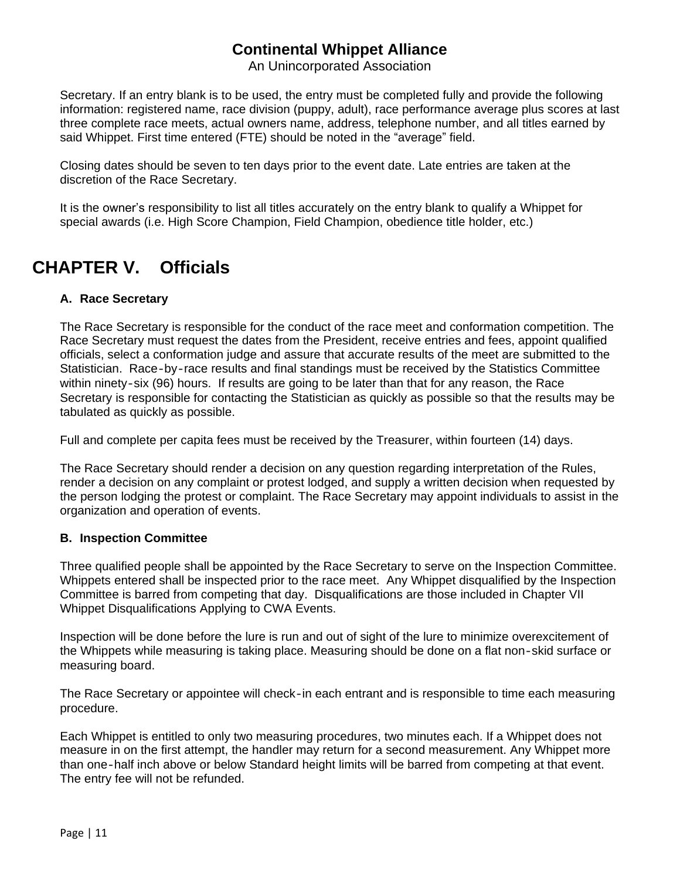Secretary. If an entry blank is to be used, the entry must be completed fully and provide the following information: registered name, race division (puppy, adult), race performance average plus scores at last three complete race meets, actual owners name, address, telephone number, and all titles earned by said Whippet. First time entered (FTE) should be noted in the "average" field.

Closing dates should be seven to ten days prior to the event date. Late entries are taken at the discretion of the Race Secretary.

It is the owner's responsibility to list all titles accurately on the entry blank to qualify a Whippet for special awards (i.e. High Score Champion, Field Champion, obedience title holder, etc.)

# CHAPTER V. Officials

### A. Race Secretary

The Race Secretary is responsible for the conduct of the race meet and conformation competition. The Race Secretary must request the dates from the President, receive entries and fees, appoint qualified officials, select a conformation judge and assure that accurate results of the meet are submitted to the Statistician. Race-by-race results and final standings must be received by the Statistics Committee within ninety-six (96) hours. If results are going to be later than that for any reason, the Race Secretary is responsible for contacting the Statistician as quickly as possible so that the results may be tabulated as quickly as possible.

Full and complete per capita fees must be received by the Treasurer, within fourteen (14) days.

The Race Secretary should render a decision on any question regarding interpretation of the Rules, render a decision on any complaint or protest lodged, and supply a written decision when requested by the person lodging the protest or complaint. The Race Secretary may appoint individuals to assist in the organization and operation of events.

### B. Inspection Committee

Three qualified people shall be appointed by the Race Secretary to serve on the Inspection Committee. Whippets entered shall be inspected prior to the race meet. Any Whippet disqualified by the Inspection Committee is barred from competing that day. Disqualifications are those included in Chapter VII Whippet Disqualifications Applying to CWA Events.

Inspection will be done before the lure is run and out of sight of the lure to minimize overexcitement of the Whippets while measuring is taking place. Measuring should be done on a flat non-skid surface or measuring board.

The Race Secretary or appointee will check-in each entrant and is responsible to time each measuring procedure.

Each Whippet is entitled to only two measuring procedures, two minutes each. If a Whippet does not measure in on the first attempt, the handler may return for a second measurement. Any Whippet more than one-half inch above or below Standard height limits will be barred from competing at that event. The entry fee will not be refunded.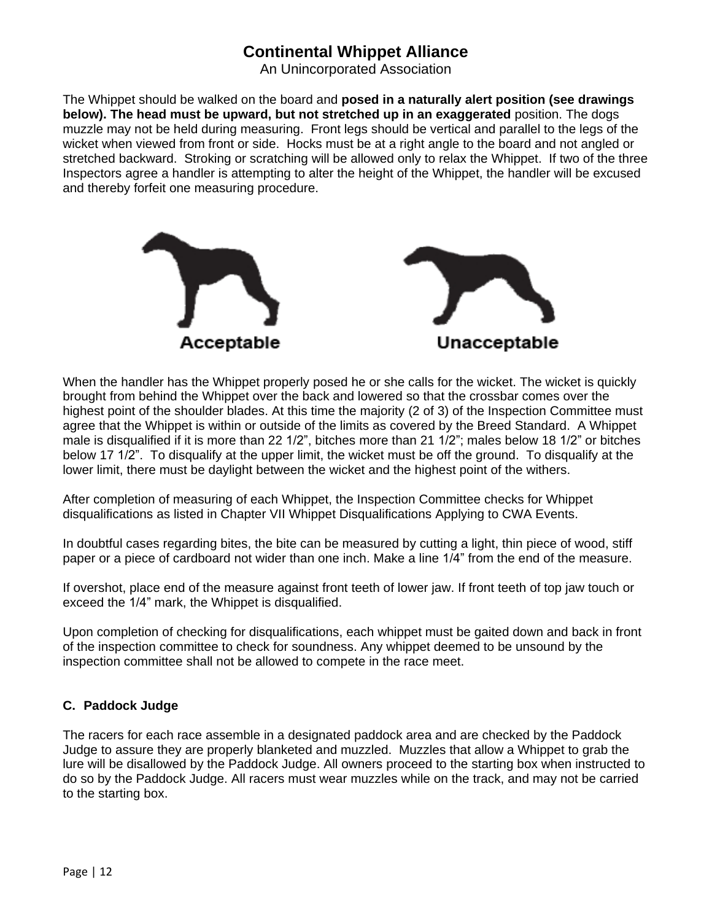The Whippet should be walked on the board and **posed in a naturally alert position (see drawings below). The head must be upward, but not stretched up in an exaggerated** position. The dogs muzzle may not be held during measuring.  Front legs should be vertical and parallel to the legs of the wicket when viewed from front or side.  Hocks must be at a right angle to the board and not angled or stretched backward.  Stroking or scratching will be allowed only to relax the Whippet.  If two of the three Inspectors agree a handler is attempting to alter the height of the Whippet, the handler will be excused and thereby forfeit one measuring procedure.

Acceptable

Unacceptable

When the handler has the Whippet properly posed he or she calls for the wicket. The wicket is quickly brought from behind the Whippet over the back and lowered so that the crossbar comes over the highest point of the shoulder blades. At this time the majority (2 of 3) of the Inspection Committee must agree that the Whippet is within or outside of the limits as covered by the Breed Standard.  A Whippet male is disqualified if it is more than 22 1/2", bitches more than 21 1/2"; males below 18 1/2" or bitches below 17 1/2".  To disqualify at the upper limit, the wicket must be off the ground.  To disqualify at the lower limit, there must be daylight between the wicket and the highest point of the withers.

After completion of measuring of each Whippet, the Inspection Committee checks for Whippet disqualifications as listed in Chapter VII Whippet Disqualifications Applying to CWA Events.

In doubtful cases regarding bites, the bite can be measured by cutting a light, thin piece of wood, stiff paper or a piece of cardboard not wider than one inch. Make a line 1/4" from the end of the measure.

If overshot, place end of the measure against front teeth of lower jaw. If front teeth of top jaw touch or exceed the 1/4" mark, the Whippet is disqualified.

Upon completion of checking for disqualifications, each whippet must be gaited down and back in front of the inspection committee to check for soundness. Any whippet deemed to be unsound by the inspection committee shall not be allowed to compete in the race meet.

### C. Paddock Judge

The racers for each race assemble in a designated paddock area and are checked by the Paddock Judge to assure they are properly blanketed and muzzled.  Muzzles that allow a Whippet to grab the lure will be disallowed by the Paddock Judge. All owners proceed to the starting box when instructed to do so by the Paddock Judge. All racers must wear muzzles while on the track, and may not be carried to the starting box.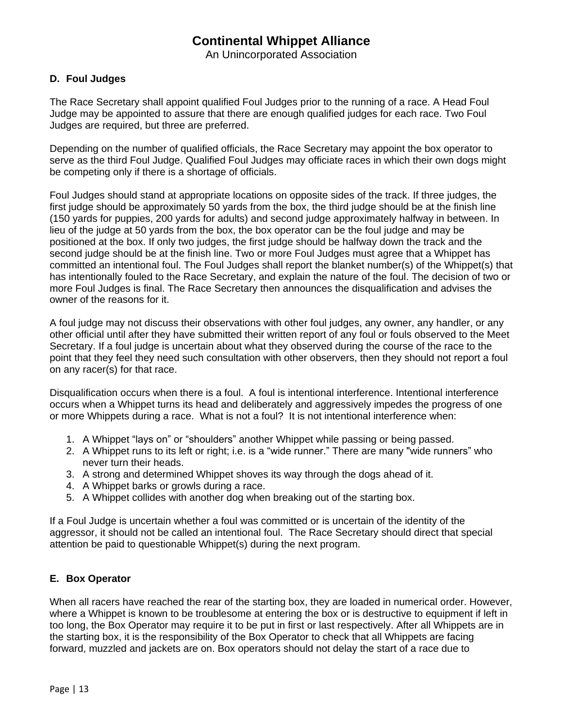### D. Foul Judges

The Race Secretary shall appoint qualified Foul Judges prior to the running of a race. A Head Foul Judge may be appointed to assure that there are enough qualified judges for each race. Two Foul Judges are required, but three are preferred.

Depending on the number of qualified officials, the Race Secretary may appoint the box operator to serve as the third Foul Judge. Qualified Foul Judges may officiate races in which their own dogs might be competing only if there is a shortage of officials.

Foul Judges should stand at appropriate locations on opposite sides of the track. If three judges, the first judge should be approximately 50 yards from the box, the third judge should be at the finish line (150 yards for puppies, 200 yards for adults) and second judge approximately halfway in between. In lieu of the judge at 50 yards from the box, the box operator can be the foul judge and may be positioned at the box. If only two judges, the first judge should be halfway down the track and the second judge should be at the finish line. Two or more Foul Judges must agree that a Whippet has committed an intentional foul. The Foul Judges shall report the blanket number(s) of the Whippet(s) that has intentionally fouled to the Race Secretary, and explain the nature of the foul. The decision of two or more Foul Judges is final. The Race Secretary then announces the disqualification and advises the owner of the reasons for it.

A foul judge may not discuss their observations with other foul judges, any owner, any handler, or any other official until after they have submitted their written report of any foul or fouls observed to the Meet Secretary. If a foul judge is uncertain about what they observed during the course of the race to the point that they feel they need such consultation with other observers, then they should not report a foul on any racer(s) for that race.

Disqualification occurs when there is a foul. A foul is intentional interference. Intentional interference occurs when a Whippet turns its head and deliberately and aggressively impedes the progress of one or more Whippets during a race. What is not a foul? It is not intentional interference when:

1. A Whippet “lays on” or “shoulders” another Whippet while passing or being passed.
2. A Whippet runs to its left or right; i.e. is a “wide runner.” There are many "wide runners” who never turn their heads.
3. A strong and determined Whippet shoves its way through the dogs ahead of it.
4. A Whippet barks or growls during a race.
5. A Whippet collides with another dog when breaking out of the starting box.

If a Foul Judge is uncertain whether a foul was committed or is uncertain of the identity of the aggressor, it should not be called an intentional foul. The Race Secretary should direct that special attention be paid to questionable Whippet(s) during the next program.

### E. Box Operator

When all racers have reached the rear of the starting box, they are loaded in numerical order. However, where a Whippet is known to be troublesome at entering the box or is destructive to equipment if left in too long, the Box Operator may require it to be put in first or last respectively. After all Whippets are in the starting box, it is the responsibility of the Box Operator to check that all Whippets are facing forward, muzzled and jackets are on. Box operators should not delay the start of a race due to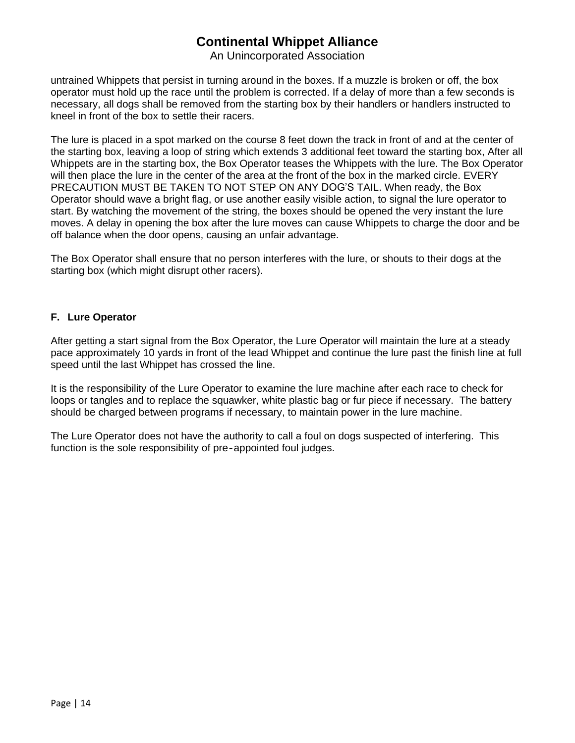untrained Whippets that persist in turning around in the boxes. If a muzzle is broken or off, the box operator must hold up the race until the problem is corrected. If a delay of more than a few seconds is necessary, all dogs shall be removed from the starting box by their handlers or handlers instructed to kneel in front of the box to settle their racers.

The lure is placed in a spot marked on the course 8 feet down the track in front of and at the center of the starting box, leaving a loop of string which extends 3 additional feet toward the starting box, After all Whippets are in the starting box, the Box Operator teases the Whippets with the lure. The Box Operator will then place the lure in the center of the area at the front of the box in the marked circle. EVERY PRECAUTION MUST BE TAKEN TO NOT STEP ON ANY DOG'S TAIL. When ready, the Box Operator should wave a bright flag, or use another easily visible action, to signal the lure operator to start. By watching the movement of the string, the boxes should be opened the very instant the lure moves. A delay in opening the box after the lure moves can cause Whippets to charge the door and be off balance when the door opens, causing an unfair advantage.

The Box Operator shall ensure that no person interferes with the lure, or shouts to their dogs at the starting box (which might disrupt other racers).

### F. Lure Operator

After getting a start signal from the Box Operator, the Lure Operator will maintain the lure at a steady pace approximately 10 yards in front of the lead Whippet and continue the lure past the finish line at full speed until the last Whippet has crossed the line.

It is the responsibility of the Lure Operator to examine the lure machine after each race to check for loops or tangles and to replace the squawker, white plastic bag or fur piece if necessary. The battery should be charged between programs if necessary, to maintain power in the lure machine.

The Lure Operator does not have the authority to call a foul on dogs suspected of interfering. This function is the sole responsibility of pre-appointed foul judges.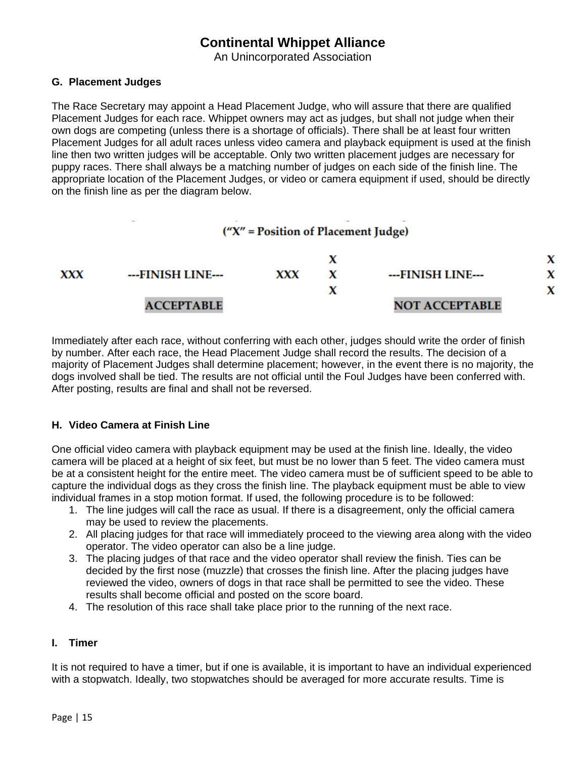# Continental Whippet Alliance

An Unincorporated Association

### G. Placement Judges

The Race Secretary may appoint a Head Placement Judge, who will assure that there are qualified Placement Judges for each race. Whippet owners may act as judges, but shall not judge when their own dogs are competing (unless there is a shortage of officials). There shall be at least four written Placement Judges for all adult races unless video camera and playback equipment is used at the finish line then two written judges will be acceptable. Only two written placement judges are necessary for puppy races. There shall always be a matching number of judges on each side of the finish line. The appropriate location of the Placement Judges, or video or camera equipment if used, should be directly on the finish line as per the diagram below.

("X" = Position of Placement Judge)

```
                                                X                               X
XXX      ---FINISH LINE---          XXX         X      ---FINISH LINE---        X
                                                X                               X
         ACCEPTABLE                                    NOT ACCEPTABLE
```

Immediately after each race, without conferring with each other, judges should write the order of finish by number. After each race, the Head Placement Judge shall record the results. The decision of a majority of Placement Judges shall determine placement; however, in the event there is no majority, the dogs involved shall be tied. The results are not official until the Foul Judges have been conferred with. After posting, results are final and shall not be reversed.

### H. Video Camera at Finish Line

One official video camera with playback equipment may be used at the finish line. Ideally, the video camera will be placed at a height of six feet, but must be no lower than 5 feet. The video camera must be at a consistent height for the entire meet. The video camera must be of sufficient speed to be able to capture the individual dogs as they cross the finish line. The playback equipment must be able to view individual frames in a stop motion format. If used, the following procedure is to be followed:

1. The line judges will call the race as usual. If there is a disagreement, only the official camera may be used to review the placements.
2. All placing judges for that race will immediately proceed to the viewing area along with the video operator. The video operator can also be a line judge.
3. The placing judges of that race and the video operator shall review the finish. Ties can be decided by the first nose (muzzle) that crosses the finish line. After the placing judges have reviewed the video, owners of dogs in that race shall be permitted to see the video. These results shall become official and posted on the score board.
4. The resolution of this race shall take place prior to the running of the next race.

### I. Timer

It is not required to have a timer, but if one is available, it is important to have an individual experienced with a stopwatch. Ideally, two stopwatches should be averaged for more accurate results. Time is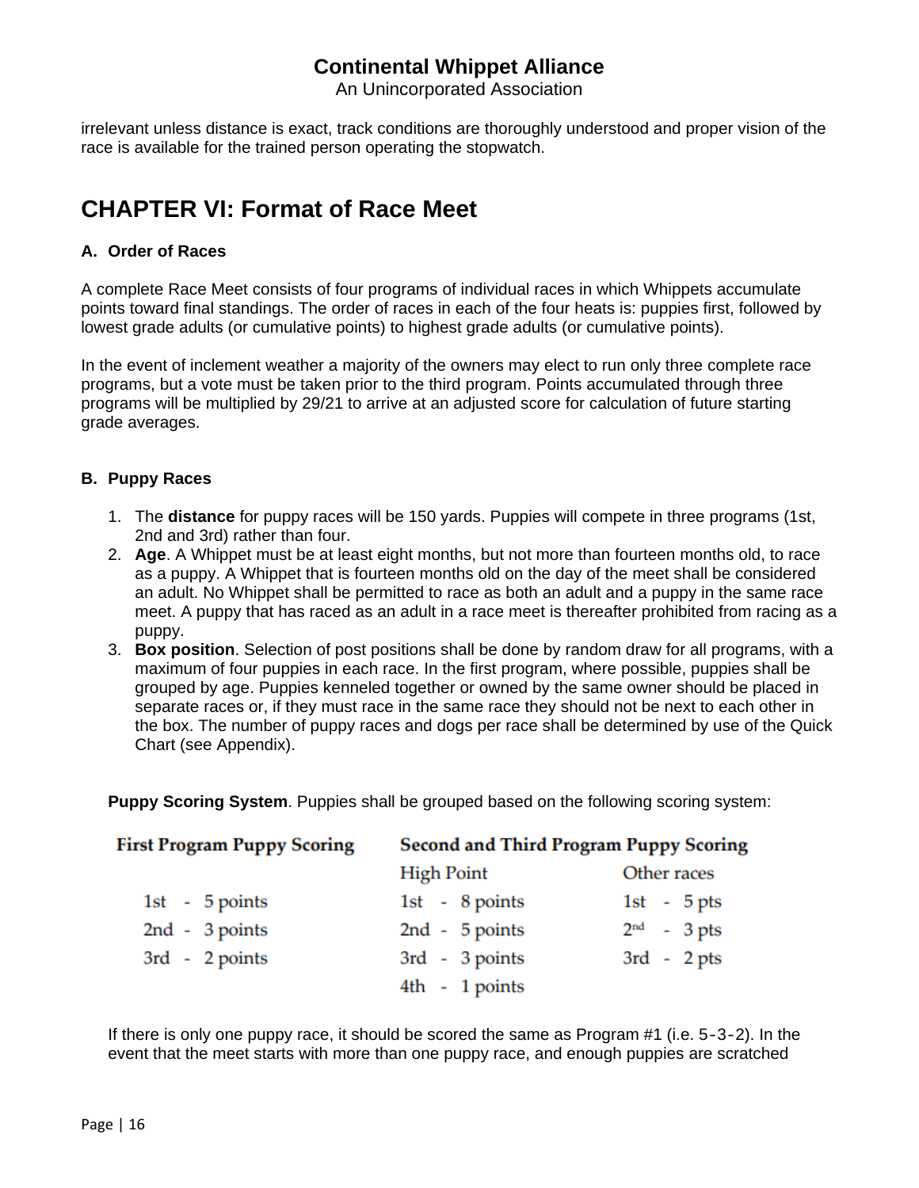irrelevant unless distance is exact, track conditions are thoroughly understood and proper vision of the race is available for the trained person operating the stopwatch.

# CHAPTER VI: Format of Race Meet

### A. Order of Races

A complete Race Meet consists of four programs of individual races in which Whippets accumulate points toward final standings. The order of races in each of the four heats is: puppies first, followed by lowest grade adults (or cumulative points) to highest grade adults (or cumulative points).

In the event of inclement weather a majority of the owners may elect to run only three complete race programs, but a vote must be taken prior to the third program. Points accumulated through three programs will be multiplied by 29/21 to arrive at an adjusted score for calculation of future starting grade averages.

### B. Puppy Races

1. The **distance** for puppy races will be 150 yards. Puppies will compete in three programs (1st, 2nd and 3rd) rather than four.
2. **Age**. A Whippet must be at least eight months, but not more than fourteen months old, to race as a puppy. A Whippet that is fourteen months old on the day of the meet shall be considered an adult. No Whippet shall be permitted to race as both an adult and a puppy in the same race meet. A puppy that has raced as an adult in a race meet is thereafter prohibited from racing as a puppy.
3. **Box position**. Selection of post positions shall be done by random draw for all programs, with a maximum of four puppies in each race. In the first program, where possible, puppies shall be grouped by age. Puppies kenneled together or owned by the same owner should be placed in separate races or, if they must race in the same race they should not be next to each other in the box. The number of puppy races and dogs per race shall be determined by use of the Quick Chart (see Appendix).

**Puppy Scoring System**. Puppies shall be grouped based on the following scoring system:

| First Program Puppy Scoring | Second and Third Program Puppy Scoring | |
|---|---|---|
| | High Point | Other races |
| 1st - 5 points | 1st - 8 points | 1st - 5 pts |
| 2nd - 3 points | 2nd - 5 points | 2nd - 3 pts |
| 3rd - 2 points | 3rd - 3 points | 3rd - 2 pts |
| | 4th - 1 points | |

If there is only one puppy race, it should be scored the same as Program #1 (i.e. 5-3-2). In the event that the meet starts with more than one puppy race, and enough puppies are scratched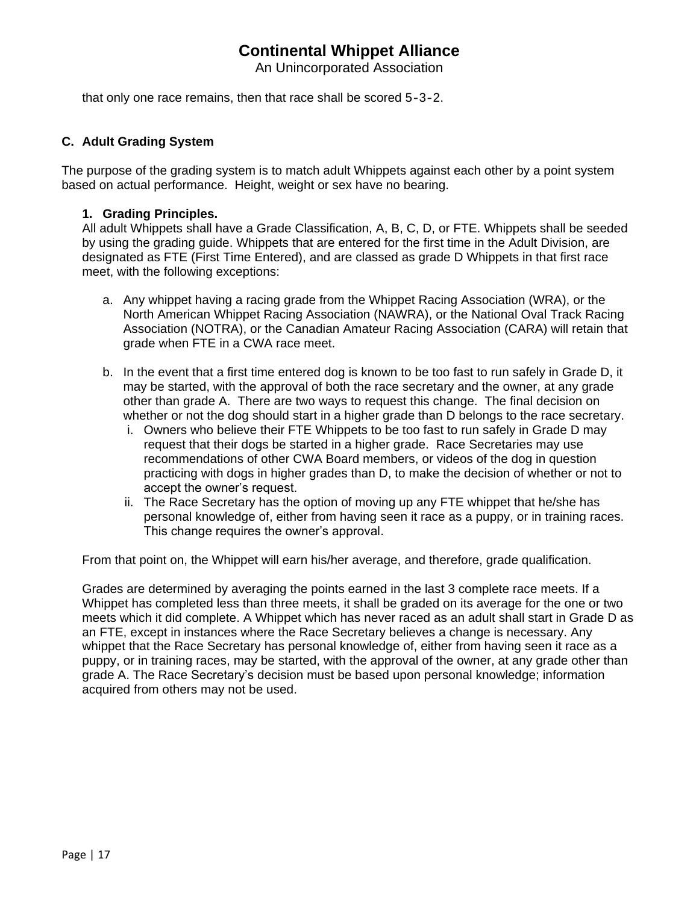that only one race remains, then that race shall be scored 5-3-2.

## C. Adult Grading System

The purpose of the grading system is to match adult Whippets against each other by a point system based on actual performance. Height, weight or sex have no bearing.

### 1. Grading Principles.

All adult Whippets shall have a Grade Classification, A, B, C, D, or FTE. Whippets shall be seeded by using the grading guide. Whippets that are entered for the first time in the Adult Division, are designated as FTE (First Time Entered), and are classed as grade D Whippets in that first race meet, with the following exceptions:

a. Any whippet having a racing grade from the Whippet Racing Association (WRA), or the North American Whippet Racing Association (NAWRA), or the National Oval Track Racing Association (NOTRA), or the Canadian Amateur Racing Association (CARA) will retain that grade when FTE in a CWA race meet.

b. In the event that a first time entered dog is known to be too fast to run safely in Grade D, it may be started, with the approval of both the race secretary and the owner, at any grade other than grade A. There are two ways to request this change. The final decision on whether or not the dog should start in a higher grade than D belongs to the race secretary.
   i. Owners who believe their FTE Whippets to be too fast to run safely in Grade D may request that their dogs be started in a higher grade. Race Secretaries may use recommendations of other CWA Board members, or videos of the dog in question practicing with dogs in higher grades than D, to make the decision of whether or not to accept the owner's request.
   ii. The Race Secretary has the option of moving up any FTE whippet that he/she has personal knowledge of, either from having seen it race as a puppy, or in training races. This change requires the owner's approval.

From that point on, the Whippet will earn his/her average, and therefore, grade qualification.

Grades are determined by averaging the points earned in the last 3 complete race meets. If a Whippet has completed less than three meets, it shall be graded on its average for the one or two meets which it did complete. A Whippet which has never raced as an adult shall start in Grade D as an FTE, except in instances where the Race Secretary believes a change is necessary. Any whippet that the Race Secretary has personal knowledge of, either from having seen it race as a puppy, or in training races, may be started, with the approval of the owner, at any grade other than grade A. The Race Secretary's decision must be based upon personal knowledge; information acquired from others may not be used.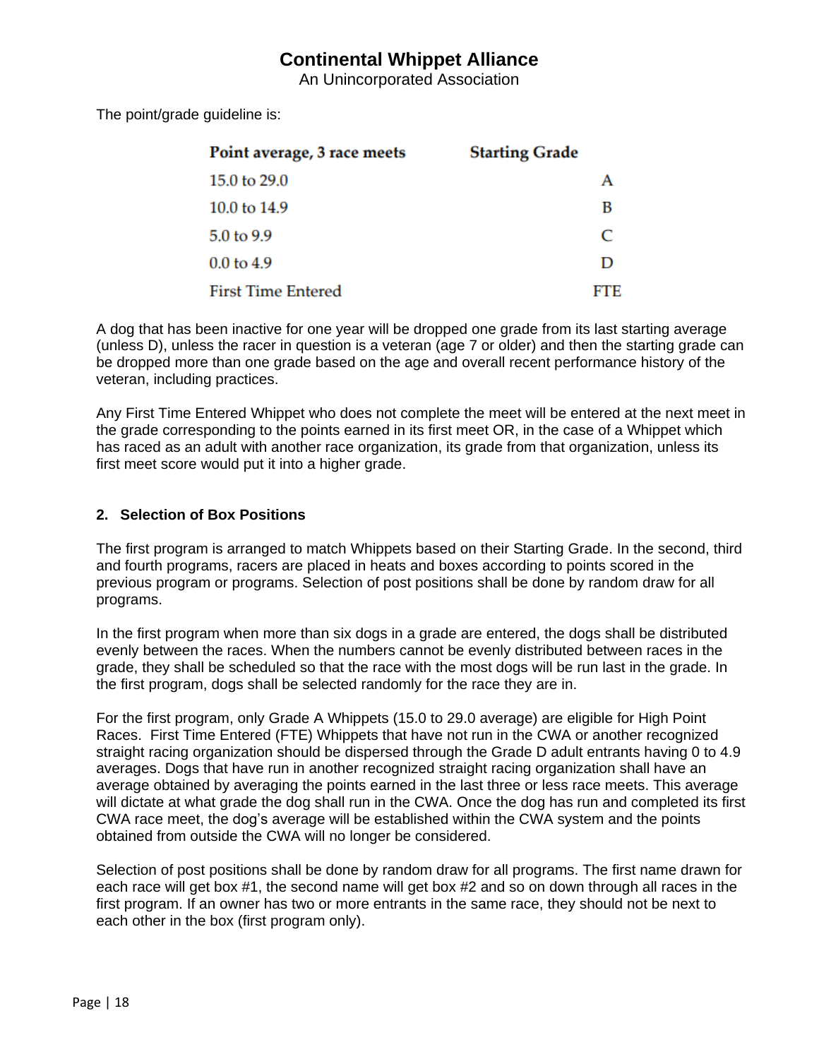The point/grade guideline is:

| Point average, 3 race meets | Starting Grade |
|---|---|
| 15.0 to 29.0 | A |
| 10.0 to 14.9 | B |
| 5.0 to 9.9 | C |
| 0.0 to 4.9 | D |
| First Time Entered | FTE |

A dog that has been inactive for one year will be dropped one grade from its last starting average (unless D), unless the racer in question is a veteran (age 7 or older) and then the starting grade can be dropped more than one grade based on the age and overall recent performance history of the veteran, including practices.

Any First Time Entered Whippet who does not complete the meet will be entered at the next meet in the grade corresponding to the points earned in its first meet OR, in the case of a Whippet which has raced as an adult with another race organization, its grade from that organization, unless its first meet score would put it into a higher grade.

## 2. Selection of Box Positions

The first program is arranged to match Whippets based on their Starting Grade. In the second, third and fourth programs, racers are placed in heats and boxes according to points scored in the previous program or programs. Selection of post positions shall be done by random draw for all programs.

In the first program when more than six dogs in a grade are entered, the dogs shall be distributed evenly between the races. When the numbers cannot be evenly distributed between races in the grade, they shall be scheduled so that the race with the most dogs will be run last in the grade. In the first program, dogs shall be selected randomly for the race they are in.

For the first program, only Grade A Whippets (15.0 to 29.0 average) are eligible for High Point Races. First Time Entered (FTE) Whippets that have not run in the CWA or another recognized straight racing organization should be dispersed through the Grade D adult entrants having 0 to 4.9 averages. Dogs that have run in another recognized straight racing organization shall have an average obtained by averaging the points earned in the last three or less race meets. This average will dictate at what grade the dog shall run in the CWA. Once the dog has run and completed its first CWA race meet, the dog's average will be established within the CWA system and the points obtained from outside the CWA will no longer be considered.

Selection of post positions shall be done by random draw for all programs. The first name drawn for each race will get box #1, the second name will get box #2 and so on down through all races in the first program. If an owner has two or more entrants in the same race, they should not be next to each other in the box (first program only).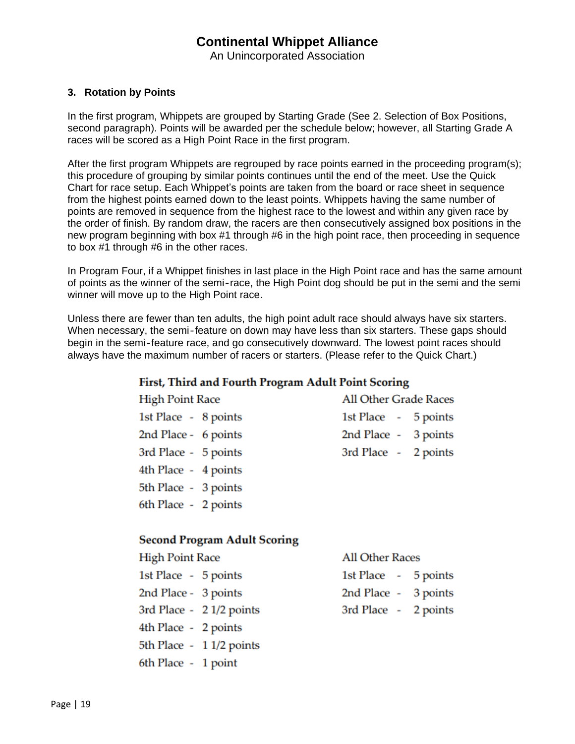# Continental Whippet Alliance

An Unincorporated Association

### 3. Rotation by Points

In the first program, Whippets are grouped by Starting Grade (See 2. Selection of Box Positions, second paragraph). Points will be awarded per the schedule below; however, all Starting Grade A races will be scored as a High Point Race in the first program.

After the first program Whippets are regrouped by race points earned in the proceeding program(s); this procedure of grouping by similar points continues until the end of the meet. Use the Quick Chart for race setup. Each Whippet's points are taken from the board or race sheet in sequence from the highest points earned down to the least points. Whippets having the same number of points are removed in sequence from the highest race to the lowest and within any given race by the order of finish. By random draw, the racers are then consecutively assigned box positions in the new program beginning with box #1 through #6 in the high point race, then proceeding in sequence to box #1 through #6 in the other races.

In Program Four, if a Whippet finishes in last place in the High Point race and has the same amount of points as the winner of the semi-race, the High Point dog should be put in the semi and the semi winner will move up to the High Point race.

Unless there are fewer than ten adults, the high point adult race should always have six starters. When necessary, the semi-feature on down may have less than six starters. These gaps should begin in the semi-feature race, and go consecutively downward. The lowest point races should always have the maximum number of racers or starters. (Please refer to the Quick Chart.)

**First, Third and Fourth Program Adult Point Scoring**

| High Point Race | All Other Grade Races |
|---|---|
| 1st Place - 8 points | 1st Place - 5 points |
| 2nd Place - 6 points | 2nd Place - 3 points |
| 3rd Place - 5 points | 3rd Place - 2 points |
| 4th Place - 4 points | |
| 5th Place - 3 points | |
| 6th Place - 2 points | |

**Second Program Adult Scoring**

| High Point Race | All Other Races |
|---|---|
| 1st Place - 5 points | 1st Place - 5 points |
| 2nd Place - 3 points | 2nd Place - 3 points |
| 3rd Place - 2 1/2 points | 3rd Place - 2 points |
| 4th Place - 2 points | |
| 5th Place - 1 1/2 points | |
| 6th Place - 1 point | |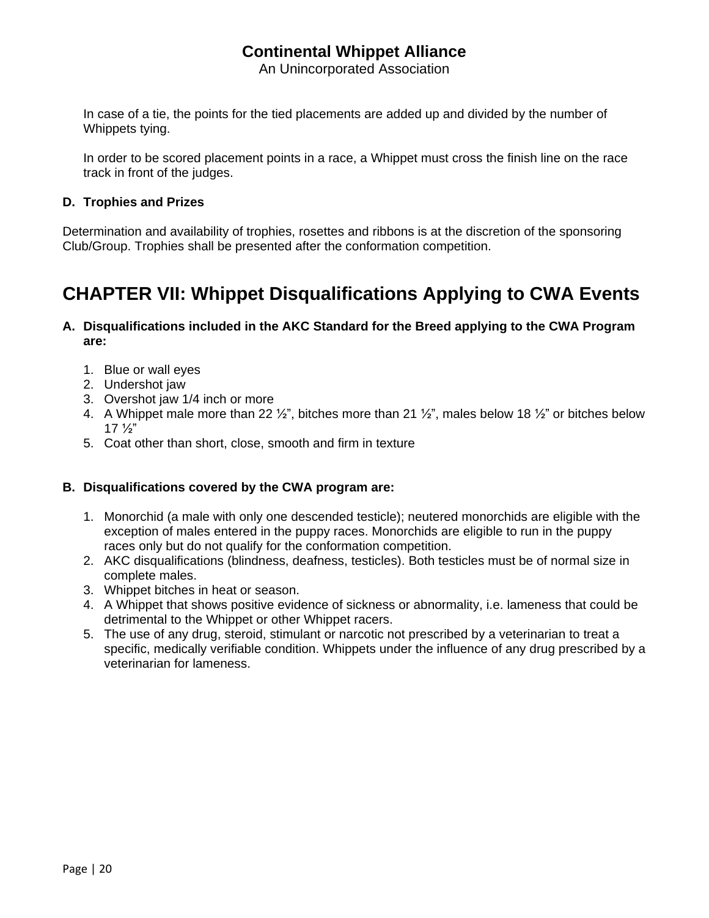In case of a tie, the points for the tied placements are added up and divided by the number of Whippets tying.

In order to be scored placement points in a race, a Whippet must cross the finish line on the race track in front of the judges.

**D. Trophies and Prizes**

Determination and availability of trophies, rosettes and ribbons is at the discretion of the sponsoring Club/Group. Trophies shall be presented after the conformation competition.

# CHAPTER VII: Whippet Disqualifications Applying to CWA Events

**A. Disqualifications included in the AKC Standard for the Breed applying to the CWA Program are:**

1. Blue or wall eyes
2. Undershot jaw
3. Overshot jaw 1/4 inch or more
4. A Whippet male more than 22 ½”, bitches more than 21 ½”, males below 18 ½” or bitches below 17 ½”
5. Coat other than short, close, smooth and firm in texture

**B. Disqualifications covered by the CWA program are:**

1. Monorchid (a male with only one descended testicle); neutered monorchids are eligible with the exception of males entered in the puppy races. Monorchids are eligible to run in the puppy races only but do not qualify for the conformation competition.
2. AKC disqualifications (blindness, deafness, testicles). Both testicles must be of normal size in complete males.
3. Whippet bitches in heat or season.
4. A Whippet that shows positive evidence of sickness or abnormality, i.e. lameness that could be detrimental to the Whippet or other Whippet racers.
5. The use of any drug, steroid, stimulant or narcotic not prescribed by a veterinarian to treat a specific, medically verifiable condition. Whippets under the influence of any drug prescribed by a veterinarian for lameness.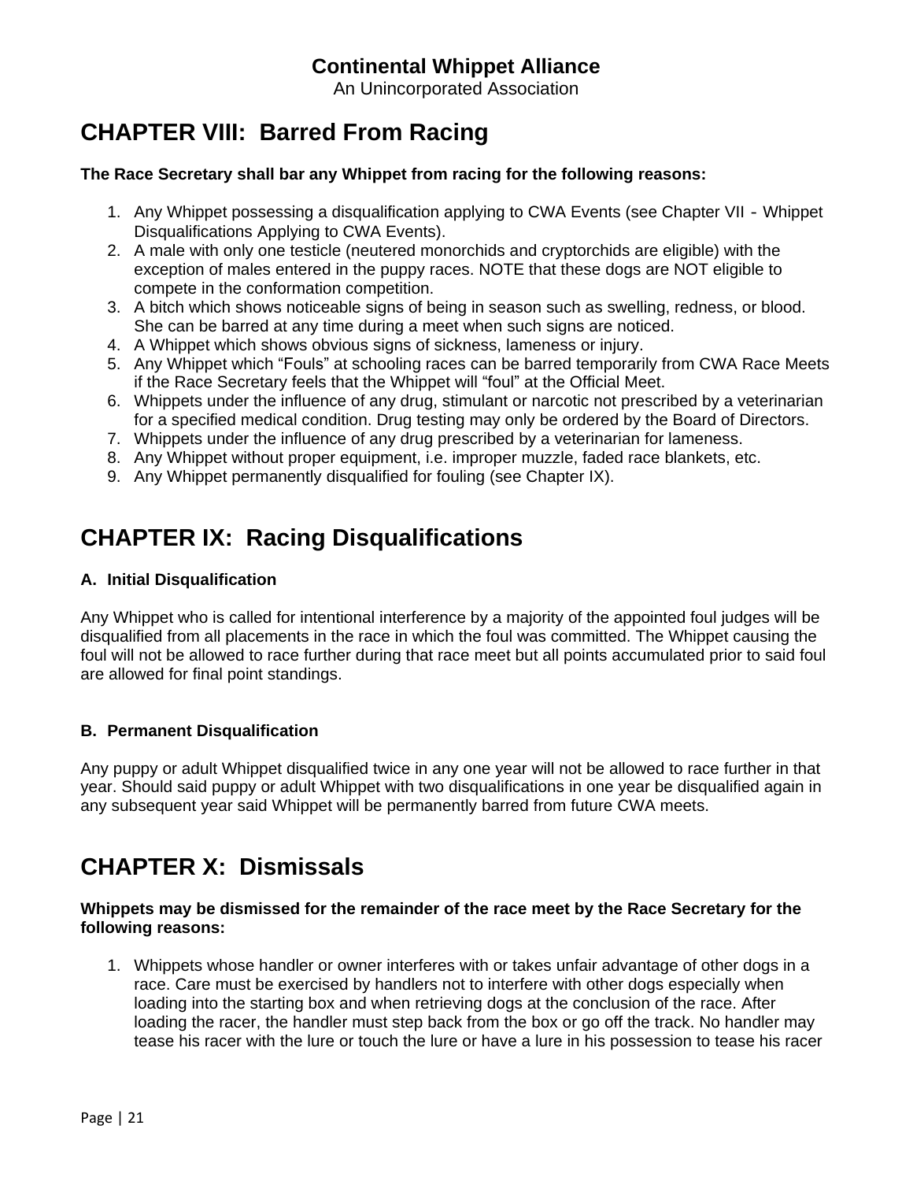Continental Whippet Alliance

An Unincorporated Association

# CHAPTER VIII: Barred From Racing

**The Race Secretary shall bar any Whippet from racing for the following reasons:**

1. Any Whippet possessing a disqualification applying to CWA Events (see Chapter VII - Whippet Disqualifications Applying to CWA Events).
2. A male with only one testicle (neutered monorchids and cryptorchids are eligible) with the exception of males entered in the puppy races. NOTE that these dogs are NOT eligible to compete in the conformation competition.
3. A bitch which shows noticeable signs of being in season such as swelling, redness, or blood. She can be barred at any time during a meet when such signs are noticed.
4. A Whippet which shows obvious signs of sickness, lameness or injury.
5. Any Whippet which "Fouls" at schooling races can be barred temporarily from CWA Race Meets if the Race Secretary feels that the Whippet will "foul" at the Official Meet.
6. Whippets under the influence of any drug, stimulant or narcotic not prescribed by a veterinarian for a specified medical condition. Drug testing may only be ordered by the Board of Directors.
7. Whippets under the influence of any drug prescribed by a veterinarian for lameness.
8. Any Whippet without proper equipment, i.e. improper muzzle, faded race blankets, etc.
9. Any Whippet permanently disqualified for fouling (see Chapter IX).

# CHAPTER IX: Racing Disqualifications

### A. Initial Disqualification

Any Whippet who is called for intentional interference by a majority of the appointed foul judges will be disqualified from all placements in the race in which the foul was committed. The Whippet causing the foul will not be allowed to race further during that race meet but all points accumulated prior to said foul are allowed for final point standings.

### B. Permanent Disqualification

Any puppy or adult Whippet disqualified twice in any one year will not be allowed to race further in that year. Should said puppy or adult Whippet with two disqualifications in one year be disqualified again in any subsequent year said Whippet will be permanently barred from future CWA meets.

# CHAPTER X: Dismissals

**Whippets may be dismissed for the remainder of the race meet by the Race Secretary for the following reasons:**

1. Whippets whose handler or owner interferes with or takes unfair advantage of other dogs in a race. Care must be exercised by handlers not to interfere with other dogs especially when loading into the starting box and when retrieving dogs at the conclusion of the race. After loading the racer, the handler must step back from the box or go off the track. No handler may tease his racer with the lure or touch the lure or have a lure in his possession to tease his racer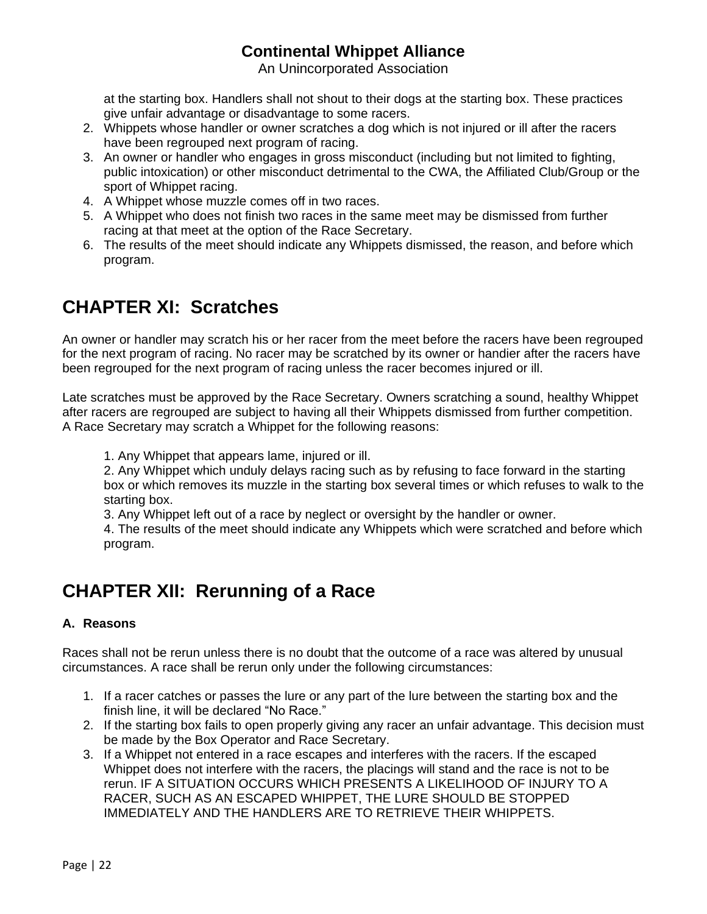at the starting box. Handlers shall not shout to their dogs at the starting box. These practices give unfair advantage or disadvantage to some racers.

2. Whippets whose handler or owner scratches a dog which is not injured or ill after the racers have been regrouped next program of racing.
3. An owner or handler who engages in gross misconduct (including but not limited to fighting, public intoxication) or other misconduct detrimental to the CWA, the Affiliated Club/Group or the sport of Whippet racing.
4. A Whippet whose muzzle comes off in two races.
5. A Whippet who does not finish two races in the same meet may be dismissed from further racing at that meet at the option of the Race Secretary.
6. The results of the meet should indicate any Whippets dismissed, the reason, and before which program.

# CHAPTER XI: Scratches

An owner or handler may scratch his or her racer from the meet before the racers have been regrouped for the next program of racing. No racer may be scratched by its owner or handier after the racers have been regrouped for the next program of racing unless the racer becomes injured or ill.

Late scratches must be approved by the Race Secretary. Owners scratching a sound, healthy Whippet after racers are regrouped are subject to having all their Whippets dismissed from further competition. A Race Secretary may scratch a Whippet for the following reasons:

1. Any Whippet that appears lame, injured or ill.
2. Any Whippet which unduly delays racing such as by refusing to face forward in the starting box or which removes its muzzle in the starting box several times or which refuses to walk to the starting box.
3. Any Whippet left out of a race by neglect or oversight by the handler or owner.
4. The results of the meet should indicate any Whippets which were scratched and before which program.

# CHAPTER XII: Rerunning of a Race

### A. Reasons

Races shall not be rerun unless there is no doubt that the outcome of a race was altered by unusual circumstances. A race shall be rerun only under the following circumstances:

1. If a racer catches or passes the lure or any part of the lure between the starting box and the finish line, it will be declared “No Race.”
2. If the starting box fails to open properly giving any racer an unfair advantage. This decision must be made by the Box Operator and Race Secretary.
3. If a Whippet not entered in a race escapes and interferes with the racers. If the escaped Whippet does not interfere with the racers, the placings will stand and the race is not to be rerun. IF A SITUATION OCCURS WHICH PRESENTS A LIKELIHOOD OF INJURY TO A RACER, SUCH AS AN ESCAPED WHIPPET, THE LURE SHOULD BE STOPPED IMMEDIATELY AND THE HANDLERS ARE TO RETRIEVE THEIR WHIPPETS.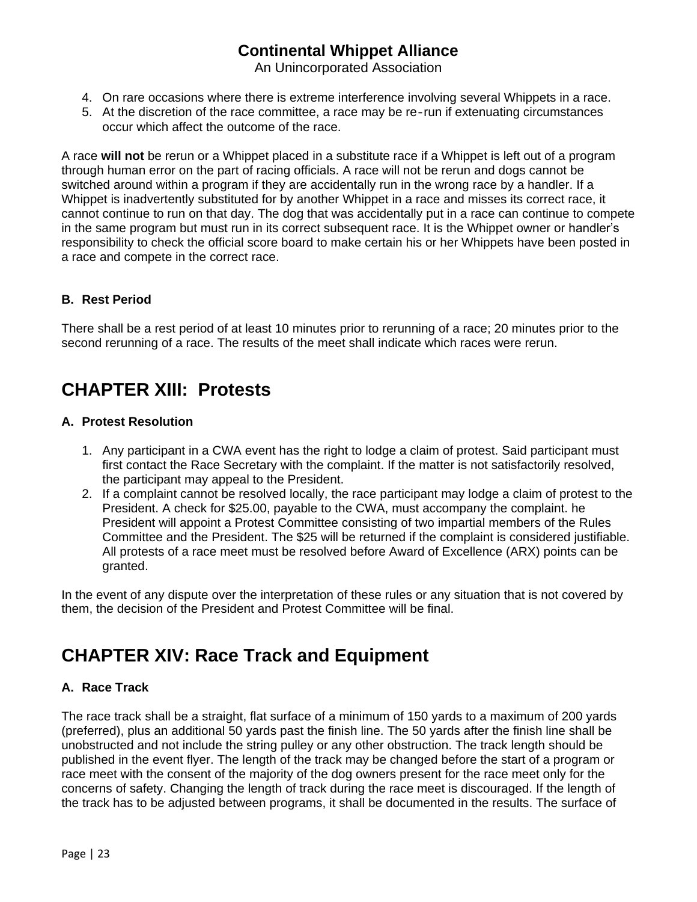4. On rare occasions where there is extreme interference involving several Whippets in a race.
5. At the discretion of the race committee, a race may be re-run if extenuating circumstances occur which affect the outcome of the race.

A race **will not** be rerun or a Whippet placed in a substitute race if a Whippet is left out of a program through human error on the part of racing officials. A race will not be rerun and dogs cannot be switched around within a program if they are accidentally run in the wrong race by a handler. If a Whippet is inadvertently substituted for by another Whippet in a race and misses its correct race, it cannot continue to run on that day. The dog that was accidentally put in a race can continue to compete in the same program but must run in its correct subsequent race. It is the Whippet owner or handler's responsibility to check the official score board to make certain his or her Whippets have been posted in a race and compete in the correct race.

### B. Rest Period

There shall be a rest period of at least 10 minutes prior to rerunning of a race; 20 minutes prior to the second rerunning of a race. The results of the meet shall indicate which races were rerun.

## CHAPTER XIII: Protests

### A. Protest Resolution

1. Any participant in a CWA event has the right to lodge a claim of protest. Said participant must first contact the Race Secretary with the complaint. If the matter is not satisfactorily resolved, the participant may appeal to the President.
2. If a complaint cannot be resolved locally, the race participant may lodge a claim of protest to the President. A check for $25.00, payable to the CWA, must accompany the complaint. he President will appoint a Protest Committee consisting of two impartial members of the Rules Committee and the President. The $25 will be returned if the complaint is considered justifiable. All protests of a race meet must be resolved before Award of Excellence (ARX) points can be granted.

In the event of any dispute over the interpretation of these rules or any situation that is not covered by them, the decision of the President and Protest Committee will be final.

## CHAPTER XIV: Race Track and Equipment

### A. Race Track

The race track shall be a straight, flat surface of a minimum of 150 yards to a maximum of 200 yards (preferred), plus an additional 50 yards past the finish line. The 50 yards after the finish line shall be unobstructed and not include the string pulley or any other obstruction. The track length should be published in the event flyer. The length of the track may be changed before the start of a program or race meet with the consent of the majority of the dog owners present for the race meet only for the concerns of safety. Changing the length of track during the race meet is discouraged. If the length of the track has to be adjusted between programs, it shall be documented in the results. The surface of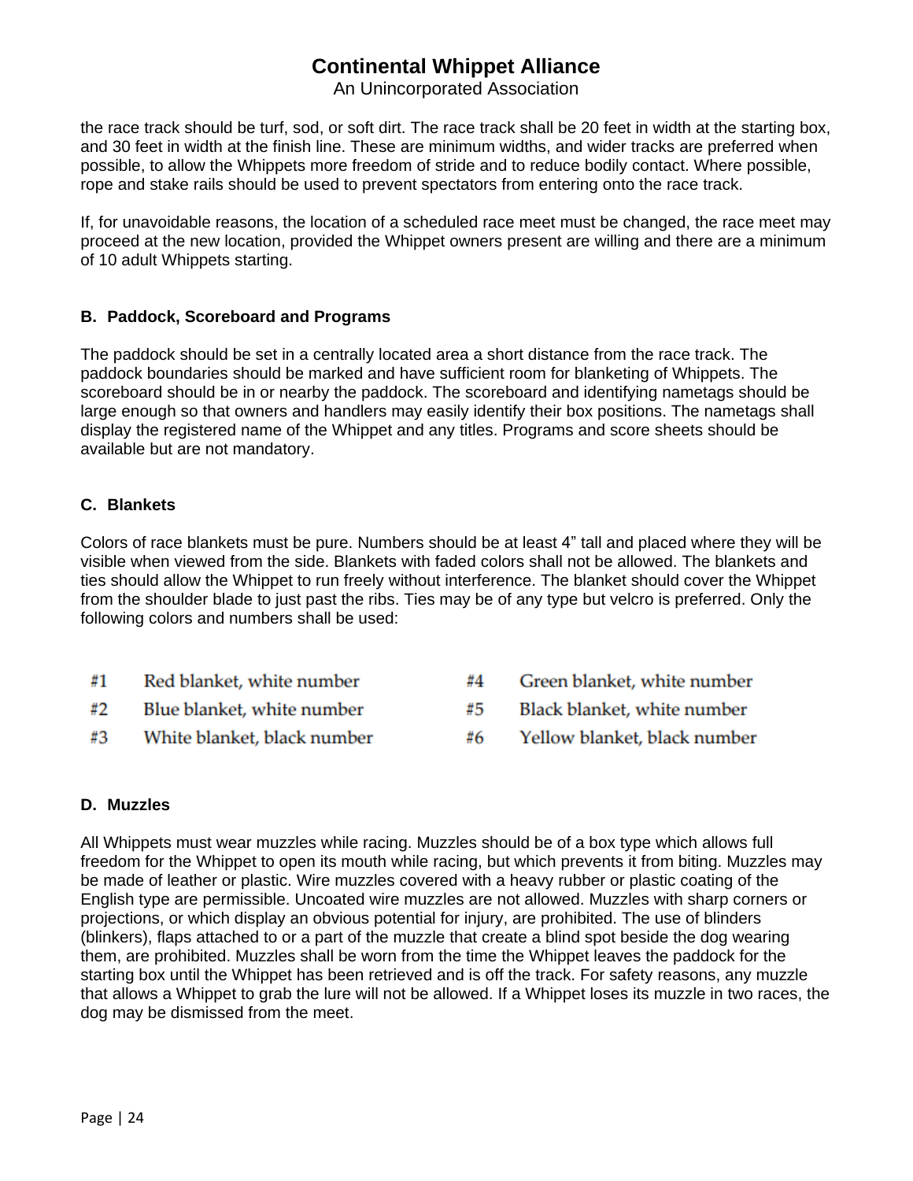the race track should be turf, sod, or soft dirt. The race track shall be 20 feet in width at the starting box, and 30 feet in width at the finish line. These are minimum widths, and wider tracks are preferred when possible, to allow the Whippets more freedom of stride and to reduce bodily contact. Where possible, rope and stake rails should be used to prevent spectators from entering onto the race track.

If, for unavoidable reasons, the location of a scheduled race meet must be changed, the race meet may proceed at the new location, provided the Whippet owners present are willing and there are a minimum of 10 adult Whippets starting.

### B. Paddock, Scoreboard and Programs

The paddock should be set in a centrally located area a short distance from the race track. The paddock boundaries should be marked and have sufficient room for blanketing of Whippets. The scoreboard should be in or nearby the paddock. The scoreboard and identifying nametags should be large enough so that owners and handlers may easily identify their box positions. The nametags shall display the registered name of the Whippet and any titles. Programs and score sheets should be available but are not mandatory.

### C. Blankets

Colors of race blankets must be pure. Numbers should be at least 4" tall and placed where they will be visible when viewed from the side. Blankets with faded colors shall not be allowed. The blankets and ties should allow the Whippet to run freely without interference. The blanket should cover the Whippet from the shoulder blade to just past the ribs. Ties may be of any type but velcro is preferred. Only the following colors and numbers shall be used:

- #1 Red blanket, white number
- #2 Blue blanket, white number
- #3 White blanket, black number
- #4 Green blanket, white number
- #5 Black blanket, white number
- #6 Yellow blanket, black number

### D. Muzzles

All Whippets must wear muzzles while racing. Muzzles should be of a box type which allows full freedom for the Whippet to open its mouth while racing, but which prevents it from biting. Muzzles may be made of leather or plastic. Wire muzzles covered with a heavy rubber or plastic coating of the English type are permissible. Uncoated wire muzzles are not allowed. Muzzles with sharp corners or projections, or which display an obvious potential for injury, are prohibited. The use of blinders (blinkers), flaps attached to or a part of the muzzle that create a blind spot beside the dog wearing them, are prohibited. Muzzles shall be worn from the time the Whippet leaves the paddock for the starting box until the Whippet has been retrieved and is off the track. For safety reasons, any muzzle that allows a Whippet to grab the lure will not be allowed. If a Whippet loses its muzzle in two races, the dog may be dismissed from the meet.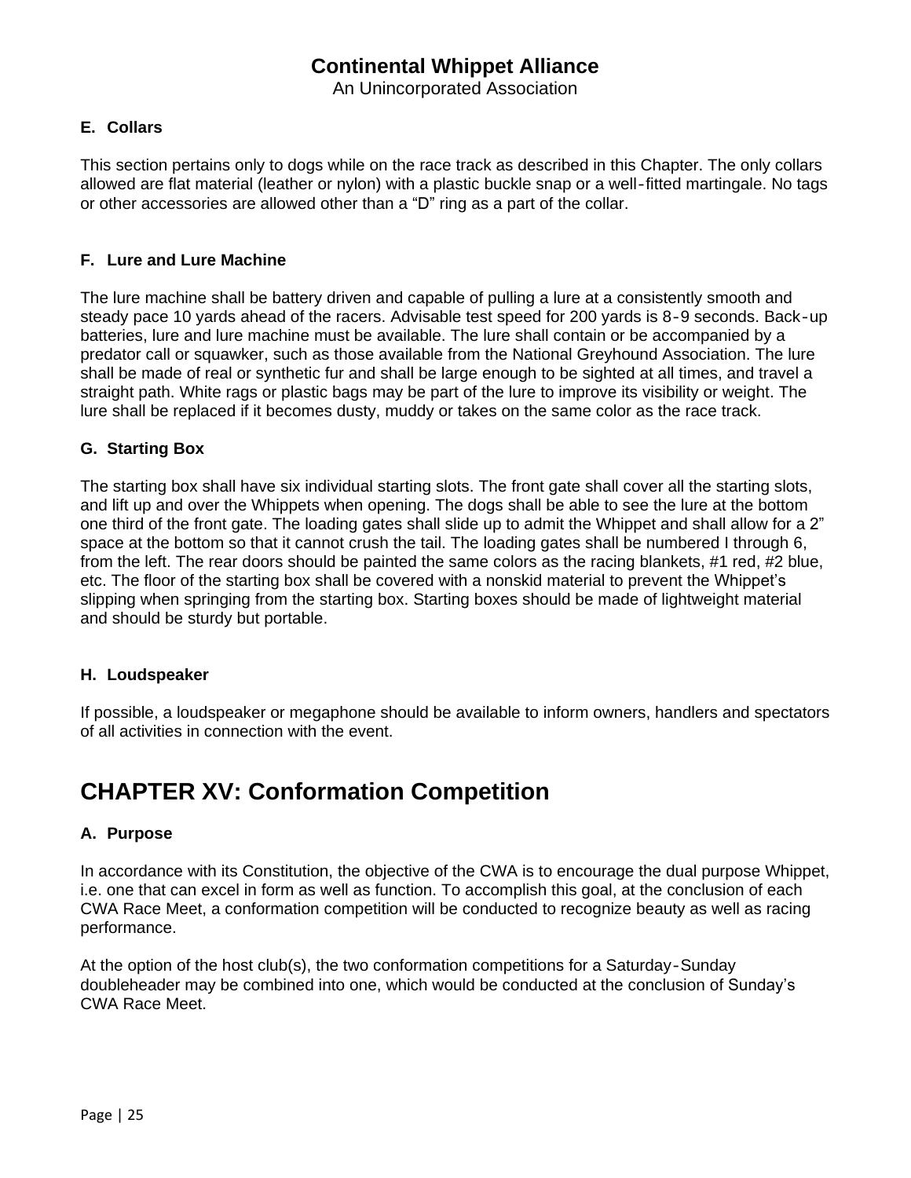### E. Collars

This section pertains only to dogs while on the race track as described in this Chapter. The only collars allowed are flat material (leather or nylon) with a plastic buckle snap or a well-fitted martingale. No tags or other accessories are allowed other than a “D” ring as a part of the collar.

### F. Lure and Lure Machine

The lure machine shall be battery driven and capable of pulling a lure at a consistently smooth and steady pace 10 yards ahead of the racers. Advisable test speed for 200 yards is 8-9 seconds. Back-up batteries, lure and lure machine must be available. The lure shall contain or be accompanied by a predator call or squawker, such as those available from the National Greyhound Association. The lure shall be made of real or synthetic fur and shall be large enough to be sighted at all times, and travel a straight path. White rags or plastic bags may be part of the lure to improve its visibility or weight. The lure shall be replaced if it becomes dusty, muddy or takes on the same color as the race track.

### G. Starting Box

The starting box shall have six individual starting slots. The front gate shall cover all the starting slots, and lift up and over the Whippets when opening. The dogs shall be able to see the lure at the bottom one third of the front gate. The loading gates shall slide up to admit the Whippet and shall allow for a 2” space at the bottom so that it cannot crush the tail. The loading gates shall be numbered I through 6, from the left. The rear doors should be painted the same colors as the racing blankets, #1 red, #2 blue, etc. The floor of the starting box shall be covered with a nonskid material to prevent the Whippet’s slipping when springing from the starting box. Starting boxes should be made of lightweight material and should be sturdy but portable.

### H. Loudspeaker

If possible, a loudspeaker or megaphone should be available to inform owners, handlers and spectators of all activities in connection with the event.

## CHAPTER XV: Conformation Competition

### A. Purpose

In accordance with its Constitution, the objective of the CWA is to encourage the dual purpose Whippet, i.e. one that can excel in form as well as function. To accomplish this goal, at the conclusion of each CWA Race Meet, a conformation competition will be conducted to recognize beauty as well as racing performance.

At the option of the host club(s), the two conformation competitions for a Saturday-Sunday doubleheader may be combined into one, which would be conducted at the conclusion of Sunday’s CWA Race Meet.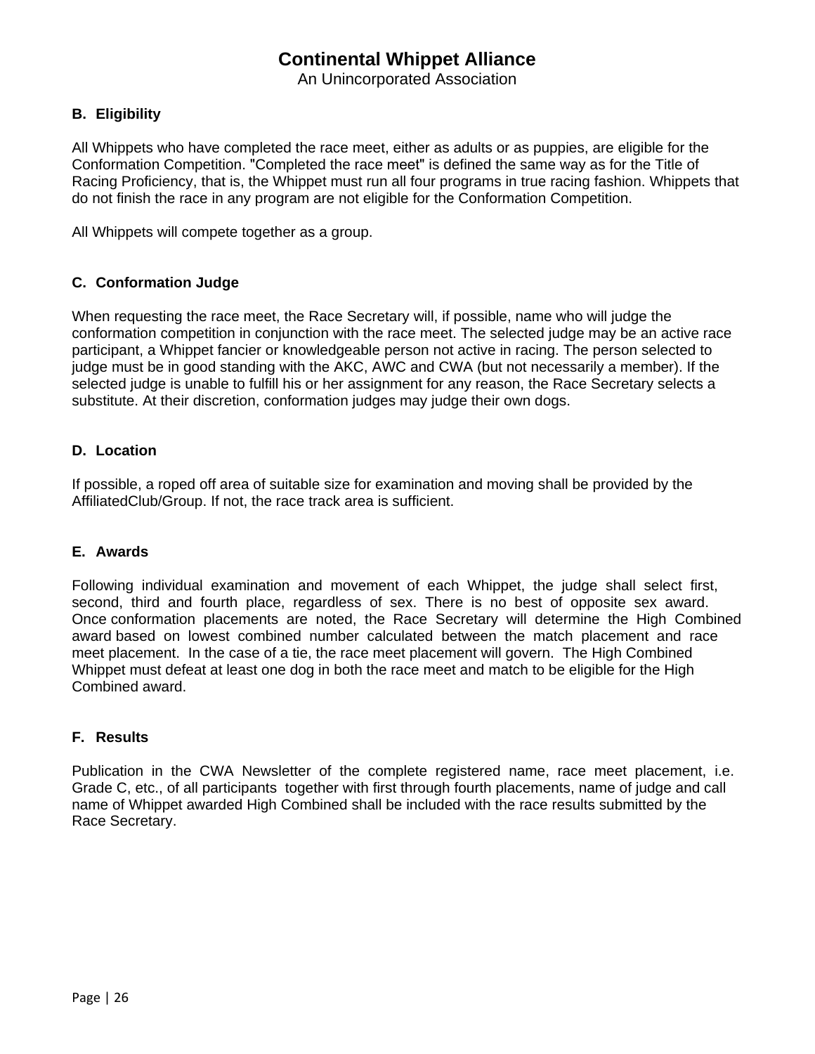# Continental Whippet Alliance

An Unincorporated Association

### B. Eligibility

All Whippets who have completed the race meet, either as adults or as puppies, are eligible for the Conformation Competition. "Completed the race meet" is defined the same way as for the Title of Racing Proficiency, that is, the Whippet must run all four programs in true racing fashion. Whippets that do not finish the race in any program are not eligible for the Conformation Competition.

All Whippets will compete together as a group.

### C. Conformation Judge

When requesting the race meet, the Race Secretary will, if possible, name who will judge the conformation competition in conjunction with the race meet. The selected judge may be an active race participant, a Whippet fancier or knowledgeable person not active in racing. The person selected to judge must be in good standing with the AKC, AWC and CWA (but not necessarily a member). If the selected judge is unable to fulfill his or her assignment for any reason, the Race Secretary selects a substitute. At their discretion, conformation judges may judge their own dogs.

### D. Location

If possible, a roped off area of suitable size for examination and moving shall be provided by the AffiliatedClub/Group. If not, the race track area is sufficient.

### E. Awards

Following individual examination and movement of each Whippet, the judge shall select first, second, third and fourth place, regardless of sex. There is no best of opposite sex award. Once conformation placements are noted, the Race Secretary will determine the High Combined award based on lowest combined number calculated between the match placement and race meet placement. In the case of a tie, the race meet placement will govern. The High Combined Whippet must defeat at least one dog in both the race meet and match to be eligible for the High Combined award.

### F. Results

Publication in the CWA Newsletter of the complete registered name, race meet placement, i.e. Grade C, etc., of all participants together with first through fourth placements, name of judge and call name of Whippet awarded High Combined shall be included with the race results submitted by the Race Secretary.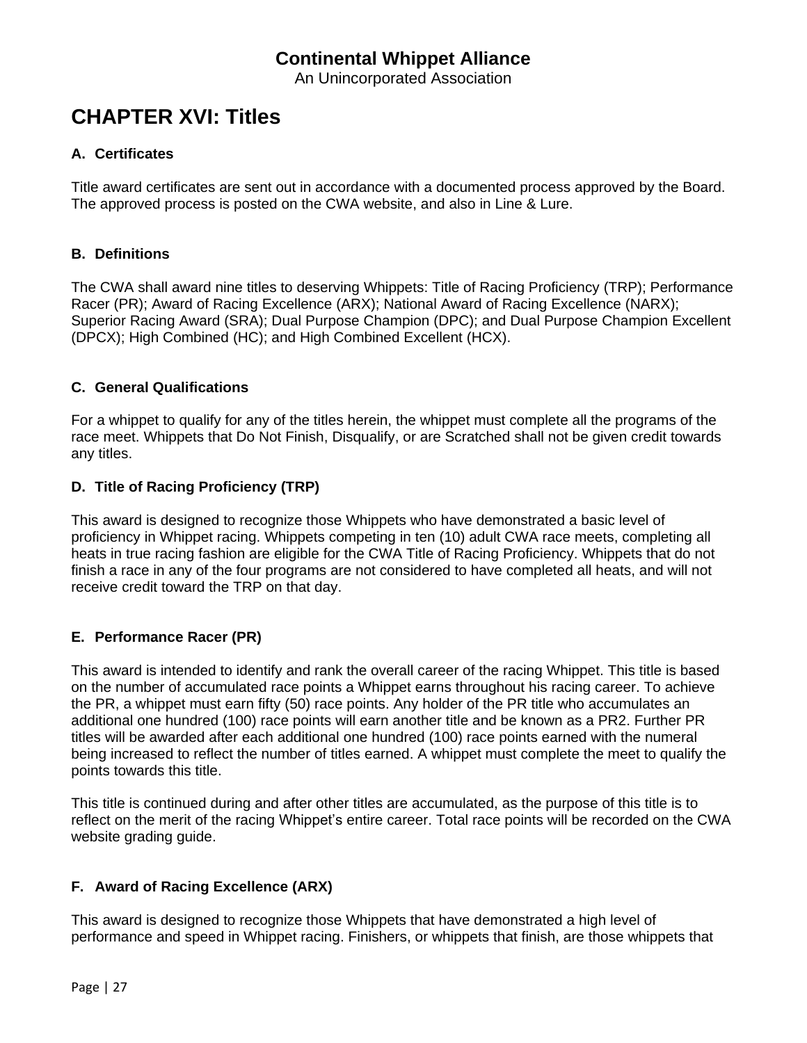# Continental Whippet Alliance

An Unincorporated Association

## CHAPTER XVI: Titles

### A. Certificates

Title award certificates are sent out in accordance with a documented process approved by the Board. The approved process is posted on the CWA website, and also in Line & Lure.

### B. Definitions

The CWA shall award nine titles to deserving Whippets: Title of Racing Proficiency (TRP); Performance Racer (PR); Award of Racing Excellence (ARX); National Award of Racing Excellence (NARX); Superior Racing Award (SRA); Dual Purpose Champion (DPC); and Dual Purpose Champion Excellent (DPCX); High Combined (HC); and High Combined Excellent (HCX).

### C. General Qualifications

For a whippet to qualify for any of the titles herein, the whippet must complete all the programs of the race meet. Whippets that Do Not Finish, Disqualify, or are Scratched shall not be given credit towards any titles.

### D. Title of Racing Proficiency (TRP)

This award is designed to recognize those Whippets who have demonstrated a basic level of proficiency in Whippet racing. Whippets competing in ten (10) adult CWA race meets, completing all heats in true racing fashion are eligible for the CWA Title of Racing Proficiency. Whippets that do not finish a race in any of the four programs are not considered to have completed all heats, and will not receive credit toward the TRP on that day.

### E. Performance Racer (PR)

This award is intended to identify and rank the overall career of the racing Whippet. This title is based on the number of accumulated race points a Whippet earns throughout his racing career. To achieve the PR, a whippet must earn fifty (50) race points. Any holder of the PR title who accumulates an additional one hundred (100) race points will earn another title and be known as a PR2. Further PR titles will be awarded after each additional one hundred (100) race points earned with the numeral being increased to reflect the number of titles earned. A whippet must complete the meet to qualify the points towards this title.

This title is continued during and after other titles are accumulated, as the purpose of this title is to reflect on the merit of the racing Whippet's entire career. Total race points will be recorded on the CWA website grading guide.

### F. Award of Racing Excellence (ARX)

This award is designed to recognize those Whippets that have demonstrated a high level of performance and speed in Whippet racing. Finishers, or whippets that finish, are those whippets that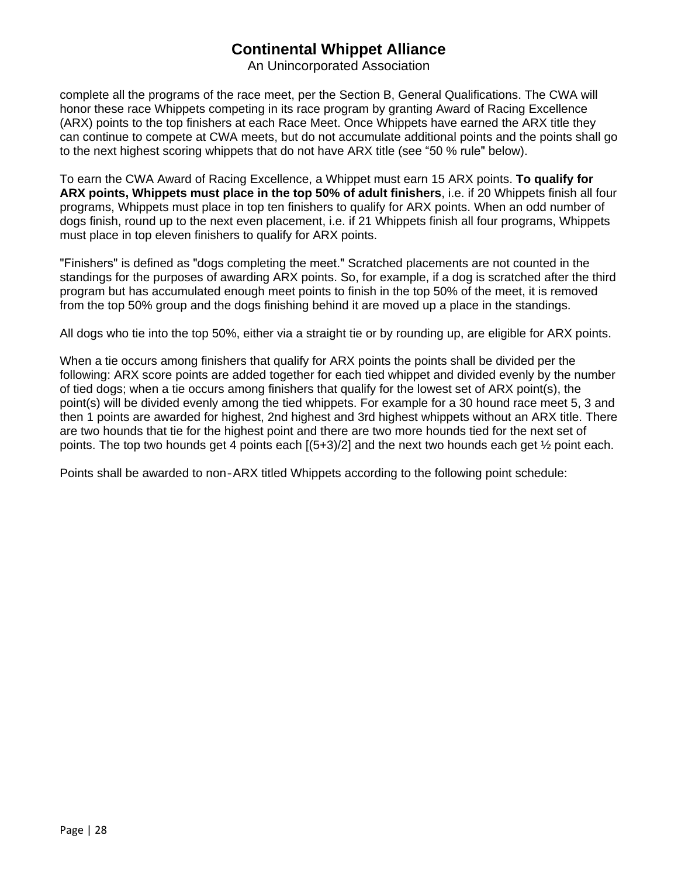complete all the programs of the race meet, per the Section B, General Qualifications. The CWA will honor these race Whippets competing in its race program by granting Award of Racing Excellence (ARX) points to the top finishers at each Race Meet. Once Whippets have earned the ARX title they can continue to compete at CWA meets, but do not accumulate additional points and the points shall go to the next highest scoring whippets that do not have ARX title (see “50 % rule" below).

To earn the CWA Award of Racing Excellence, a Whippet must earn 15 ARX points. **To qualify for ARX points, Whippets must place in the top 50% of adult finishers**, i.e. if 20 Whippets finish all four programs, Whippets must place in top ten finishers to qualify for ARX points. When an odd number of dogs finish, round up to the next even placement, i.e. if 21 Whippets finish all four programs, Whippets must place in top eleven finishers to qualify for ARX points.

"Finishers" is defined as "dogs completing the meet." Scratched placements are not counted in the standings for the purposes of awarding ARX points. So, for example, if a dog is scratched after the third program but has accumulated enough meet points to finish in the top 50% of the meet, it is removed from the top 50% group and the dogs finishing behind it are moved up a place in the standings.

All dogs who tie into the top 50%, either via a straight tie or by rounding up, are eligible for ARX points.

When a tie occurs among finishers that qualify for ARX points the points shall be divided per the following: ARX score points are added together for each tied whippet and divided evenly by the number of tied dogs; when a tie occurs among finishers that qualify for the lowest set of ARX point(s), the point(s) will be divided evenly among the tied whippets. For example for a 30 hound race meet 5, 3 and then 1 points are awarded for highest, 2nd highest and 3rd highest whippets without an ARX title. There are two hounds that tie for the highest point and there are two more hounds tied for the next set of points. The top two hounds get 4 points each [(5+3)/2] and the next two hounds each get ½ point each.

Points shall be awarded to non-ARX titled Whippets according to the following point schedule: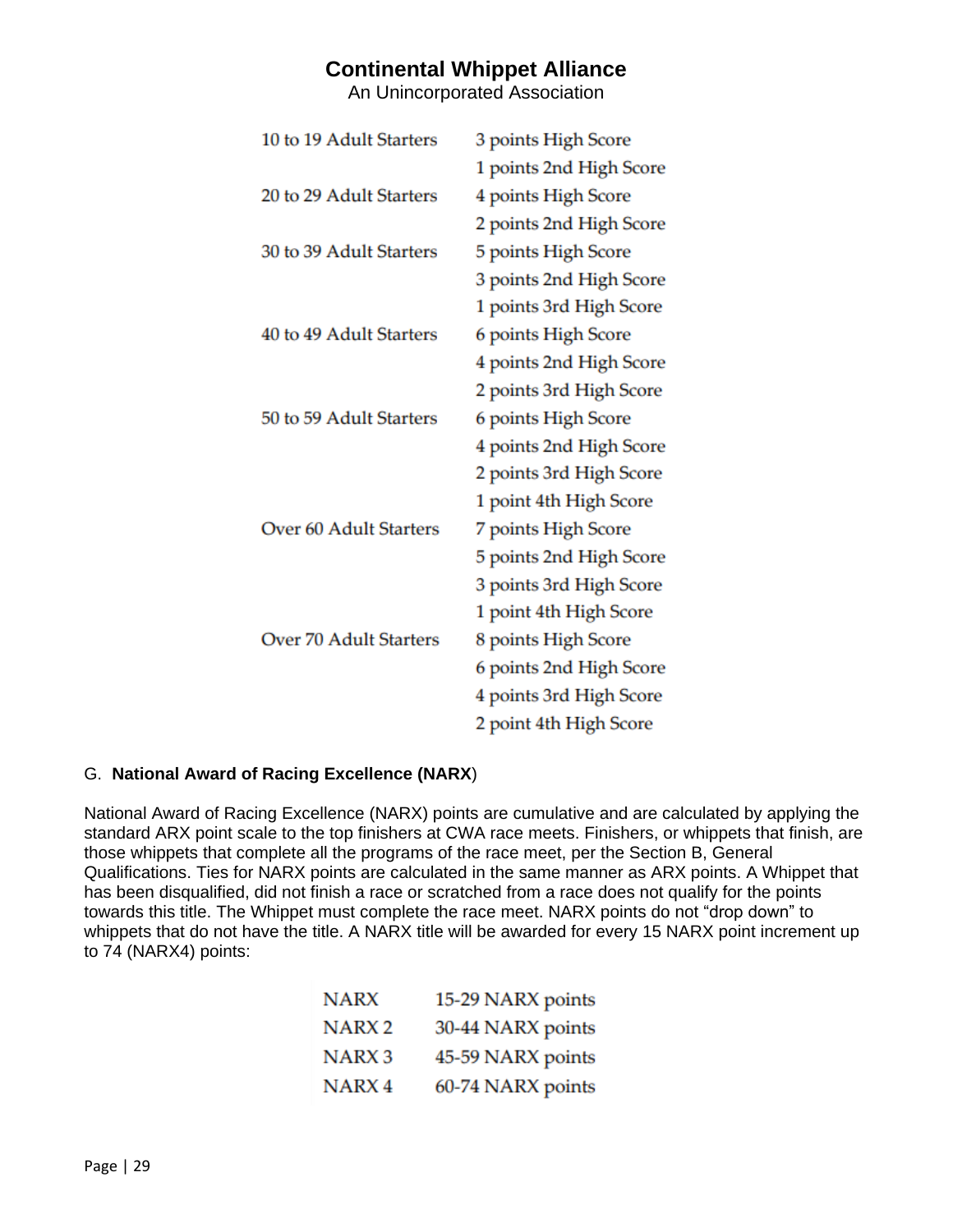**Continental Whippet Alliance**
An Unincorporated Association

| | |
|---|---|
| 10 to 19 Adult Starters | 3 points High Score |
| | 1 points 2nd High Score |
| 20 to 29 Adult Starters | 4 points High Score |
| | 2 points 2nd High Score |
| 30 to 39 Adult Starters | 5 points High Score |
| | 3 points 2nd High Score |
| | 1 points 3rd High Score |
| 40 to 49 Adult Starters | 6 points High Score |
| | 4 points 2nd High Score |
| | 2 points 3rd High Score |
| 50 to 59 Adult Starters | 6 points High Score |
| | 4 points 2nd High Score |
| | 2 points 3rd High Score |
| | 1 point 4th High Score |
| Over 60 Adult Starters | 7 points High Score |
| | 5 points 2nd High Score |
| | 3 points 3rd High Score |
| | 1 point 4th High Score |
| Over 70 Adult Starters | 8 points High Score |
| | 6 points 2nd High Score |
| | 4 points 3rd High Score |
| | 2 point 4th High Score |

### G. **National Award of Racing Excellence (NARX**)

National Award of Racing Excellence (NARX) points are cumulative and are calculated by applying the standard ARX point scale to the top finishers at CWA race meets. Finishers, or whippets that finish, are those whippets that complete all the programs of the race meet, per the Section B, General Qualifications. Ties for NARX points are calculated in the same manner as ARX points. A Whippet that has been disqualified, did not finish a race or scratched from a race does not qualify for the points towards this title. The Whippet must complete the race meet. NARX points do not "drop down" to whippets that do not have the title. A NARX title will be awarded for every 15 NARX point increment up to 74 (NARX4) points:

| | |
|---|---|
| NARX | 15-29 NARX points |
| NARX 2 | 30-44 NARX points |
| NARX 3 | 45-59 NARX points |
| NARX 4 | 60-74 NARX points |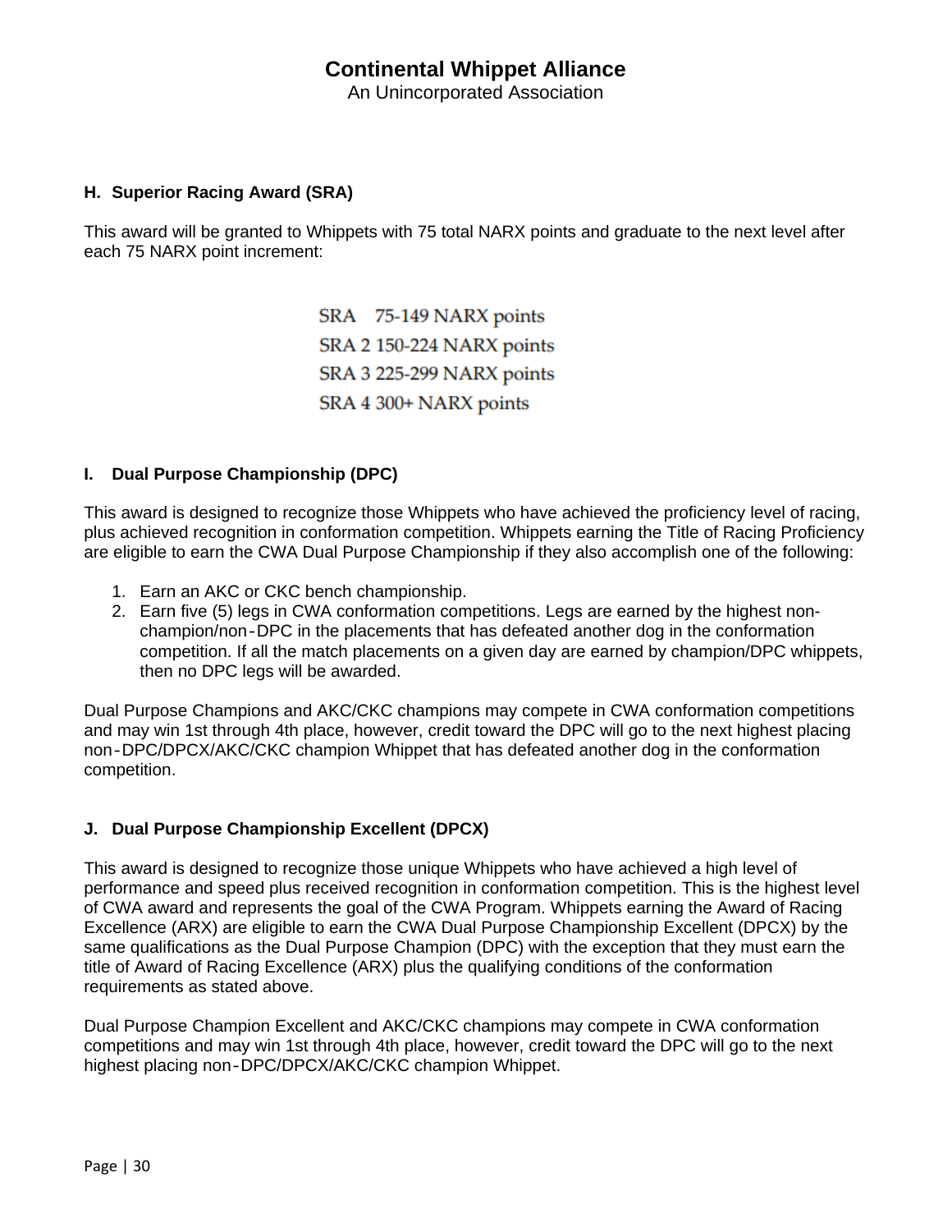## H. Superior Racing Award (SRA)

This award will be granted to Whippets with 75 total NARX points and graduate to the next level after each 75 NARX point increment:

SRA 75-149 NARX points
SRA 2 150-224 NARX points
SRA 3 225-299 NARX points
SRA 4 300+ NARX points

## I. Dual Purpose Championship (DPC)

This award is designed to recognize those Whippets who have achieved the proficiency level of racing, plus achieved recognition in conformation competition. Whippets earning the Title of Racing Proficiency are eligible to earn the CWA Dual Purpose Championship if they also accomplish one of the following:

1. Earn an AKC or CKC bench championship.
2. Earn five (5) legs in CWA conformation competitions. Legs are earned by the highest non-champion/non-DPC in the placements that has defeated another dog in the conformation competition. If all the match placements on a given day are earned by champion/DPC whippets, then no DPC legs will be awarded.

Dual Purpose Champions and AKC/CKC champions may compete in CWA conformation competitions and may win 1st through 4th place, however, credit toward the DPC will go to the next highest placing non-DPC/DPCX/AKC/CKC champion Whippet that has defeated another dog in the conformation competition.

## J. Dual Purpose Championship Excellent (DPCX)

This award is designed to recognize those unique Whippets who have achieved a high level of performance and speed plus received recognition in conformation competition. This is the highest level of CWA award and represents the goal of the CWA Program. Whippets earning the Award of Racing Excellence (ARX) are eligible to earn the CWA Dual Purpose Championship Excellent (DPCX) by the same qualifications as the Dual Purpose Champion (DPC) with the exception that they must earn the title of Award of Racing Excellence (ARX) plus the qualifying conditions of the conformation requirements as stated above.

Dual Purpose Champion Excellent and AKC/CKC champions may compete in CWA conformation competitions and may win 1st through 4th place, however, credit toward the DPC will go to the next highest placing non-DPC/DPCX/AKC/CKC champion Whippet.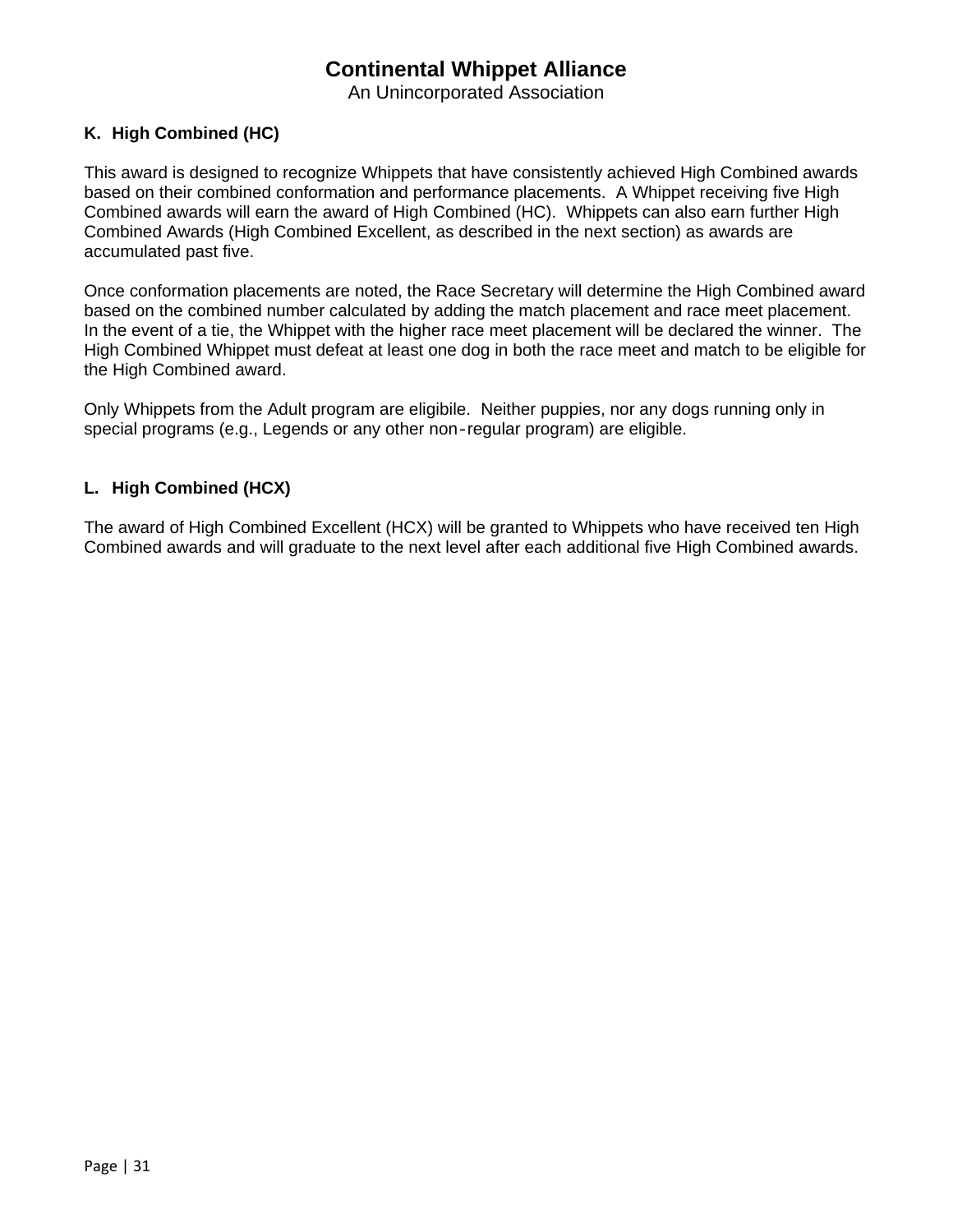### K. High Combined (HC)

This award is designed to recognize Whippets that have consistently achieved High Combined awards based on their combined conformation and performance placements. A Whippet receiving five High Combined awards will earn the award of High Combined (HC). Whippets can also earn further High Combined Awards (High Combined Excellent, as described in the next section) as awards are accumulated past five.

Once conformation placements are noted, the Race Secretary will determine the High Combined award based on the combined number calculated by adding the match placement and race meet placement. In the event of a tie, the Whippet with the higher race meet placement will be declared the winner. The High Combined Whippet must defeat at least one dog in both the race meet and match to be eligible for the High Combined award.

Only Whippets from the Adult program are eligibile. Neither puppies, nor any dogs running only in special programs (e.g., Legends or any other non-regular program) are eligible.

### L. High Combined (HCX)

The award of High Combined Excellent (HCX) will be granted to Whippets who have received ten High Combined awards and will graduate to the next level after each additional five High Combined awards.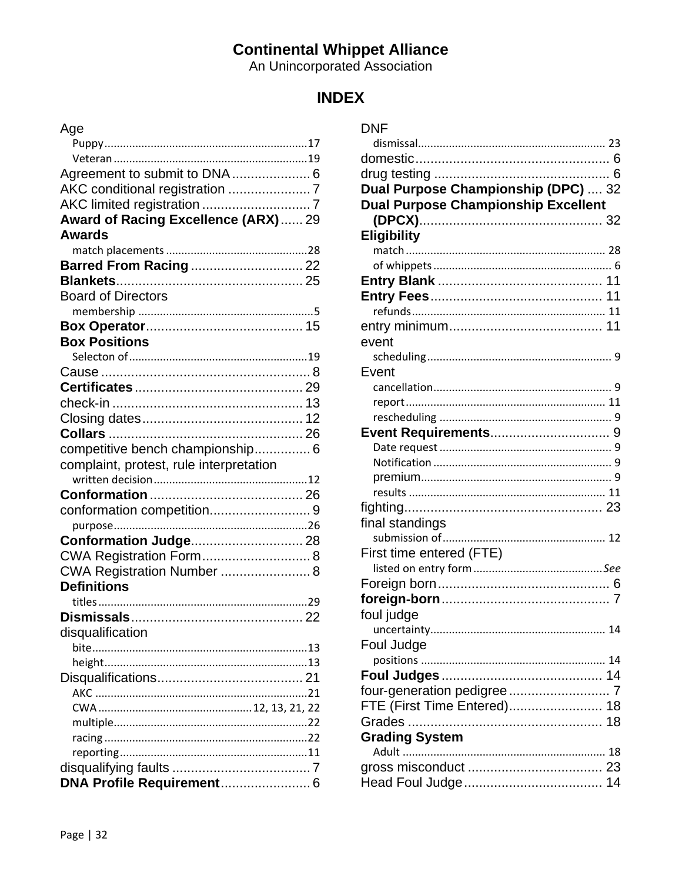# Continental Whippet Alliance

An Unincorporated Association

## INDEX

Age
- Puppy ... 17
- Veteran ... 19

Agreement to submit to DNA ... 6

AKC conditional registration ... 7

AKC limited registration ... 7

**Award of Racing Excellence (ARX)** ... 29

**Awards**
- match placements ... 28

**Barred From Racing** ... 22

**Blankets** ... 25

Board of Directors
- membership ... 5

**Box Operator** ... 15

**Box Positions**
- Selecton of ... 19

Cause ... 8

**Certificates** ... 29

check-in ... 13

Closing dates ... 12

**Collars** ... 26

competitive bench championship ... 6

complaint, protest, rule interpretation
- written decision ... 12

**Conformation** ... 26

conformation competition ... 9
- purpose ... 26

**Conformation Judge** ... 28

CWA Registration Form ... 8

CWA Registration Number ... 8

**Definitions**
- titles ... 29

**Dismissals** ... 22

disqualification
- bite ... 13
- height ... 13

Disqualifications ... 21
- AKC ... 21
- CWA ... 12, 13, 21, 22
- multiple ... 22
- racing ... 22
- reporting ... 11

disqualifying faults ... 7

**DNA Profile Requirement** ... 6

DNF
- dismissal ... 23

domestic ... 6

drug testing ... 6

**Dual Purpose Championship (DPC)** ... 32

**Dual Purpose Championship Excellent (DPCX)** ... 32

**Eligibility**
- match ... 28
- of whippets ... 6

**Entry Blank** ... 11

**Entry Fees** ... 11
- refunds ... 11

entry minimum ... 11

event
- scheduling ... 9

Event
- cancellation ... 9
- report ... 11
- rescheduling ... 9

**Event Requirements** ... 9
- Date request ... 9
- Notification ... 9
- premium ... 9
- results ... 11

fighting ... 23

final standings
- submission of ... 12

First time entered (FTE)
- listed on entry form ... *See*

Foreign born ... 6

**foreign-born** ... 7

foul judge
- uncertainty ... 14

Foul Judge
- positions ... 14

**Foul Judges** ... 14

four-generation pedigree ... 7

FTE (First Time Entered) ... 18

Grades ... 18

**Grading System**
- Adult ... 18

gross misconduct ... 23

Head Foul Judge ... 14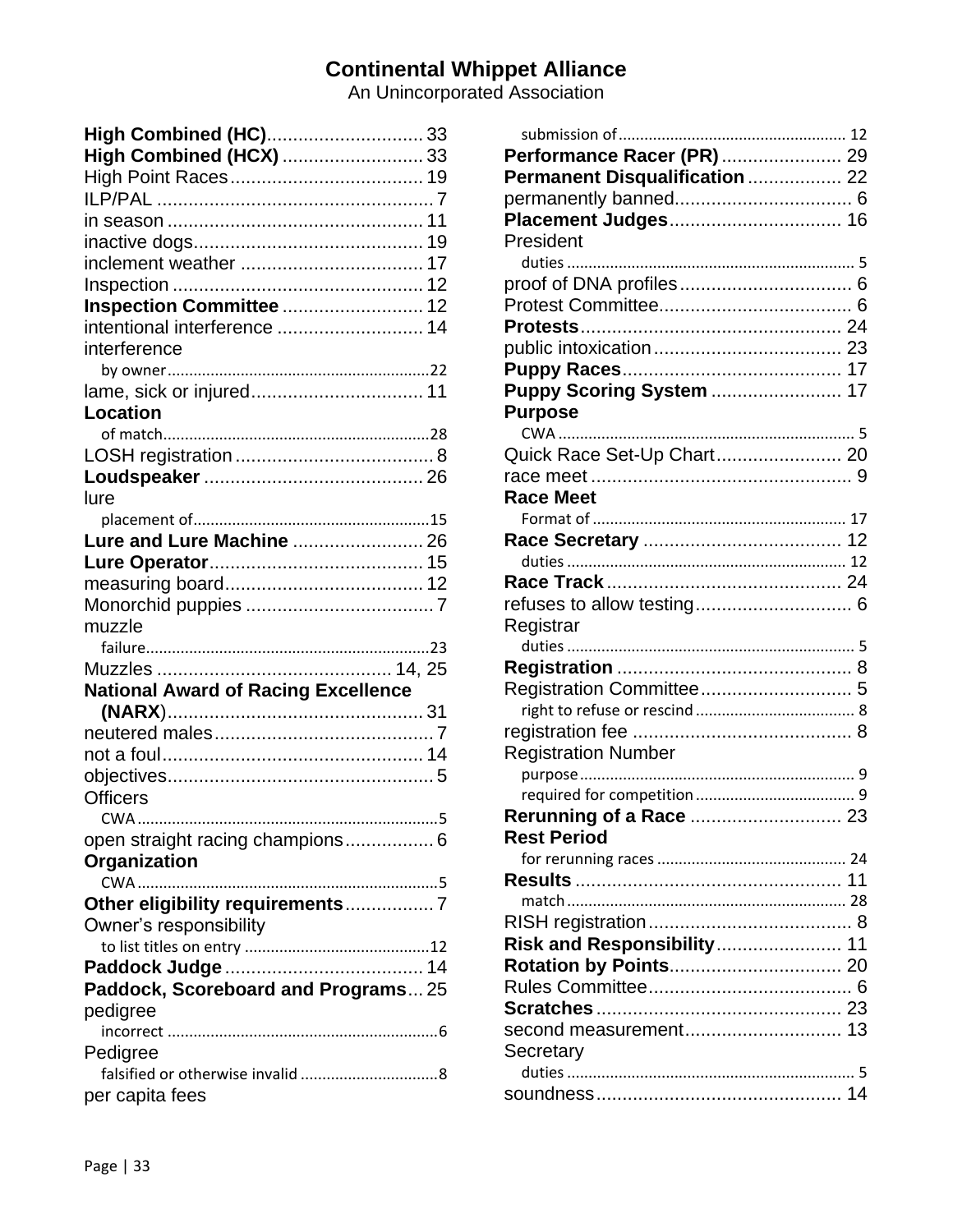# Continental Whippet Alliance

An Unincorporated Association

**High Combined (HC)**.............................. 33
**High Combined (HCX)**........................... 33
High Point Races..................................... 19
ILP/PAL ..................................................... 7
in season ................................................. 11
inactive dogs............................................ 19
inclement weather ................................... 17
Inspection ................................................ 12
**Inspection Committee**........................... 12
intentional interference ............................ 14
interference
  by owner............................................................22
lame, sick or injured................................. 11
**Location**
  of match.............................................................28
LOSH registration ...................................... 8
**Loudspeaker** .......................................... 26
lure
  placement of.......................................................15
**Lure and Lure Machine** ......................... 26
**Lure Operator**......................................... 15
measuring board...................................... 12
Monorchid puppies .................................... 7
muzzle
  failure..................................................................23
Muzzles ............................................. 14, 25
**National Award of Racing Excellence (NARX)**................................................. 31
neutered males.......................................... 7
not a foul.................................................. 14
objectives................................................... 5
Officers
  CWA......................................................................5
open straight racing champions................. 6
**Organization**
  CWA......................................................................5
**Other eligibility requirements**................. 7
Owner's responsibility
  to list titles on entry ...........................................12
**Paddock Judge**...................................... 14
**Paddock, Scoreboard and Programs**... 25
pedigree
  incorrect ...............................................................6
Pedigree
  falsified or otherwise invalid ................................8
per capita fees
  submission of..................................................... 12
**Performance Racer (PR)**....................... 29
**Permanent Disqualification**.................. 22
permanently banned.................................. 6
**Placement Judges**................................. 16
President
  duties ................................................................... 5
proof of DNA profiles................................. 6
Protest Committee..................................... 6
**Protests**.................................................. 24
public intoxication.................................... 23
**Puppy Races**.......................................... 17
**Puppy Scoring System** ......................... 17
**Purpose**
  CWA ..................................................................... 5
Quick Race Set-Up Chart........................ 20
race meet .................................................. 9
**Race Meet**
  Format of .......................................................... 17
**Race Secretary** ...................................... 12
  duties ................................................................ 12
**Race Track**............................................. 24
refuses to allow testing.............................. 6
Registrar
  duties ................................................................... 5
**Registration** ............................................. 8
Registration Committee............................. 5
  right to refuse or rescind ..................................... 8
registration fee .......................................... 8
Registration Number
  purpose................................................................ 9
  required for competition ..................................... 9
**Rerunning of a Race** ............................. 23
**Rest Period**
  for rerunning races ............................................ 24
**Results** ................................................... 11
  match ................................................................. 28
RISH registration....................................... 8
**Risk and Responsibility**........................ 11
**Rotation by Points**................................. 20
Rules Committee....................................... 6
**Scratches**............................................... 23
second measurement.............................. 13
Secretary
  duties ................................................................... 5
soundness............................................... 14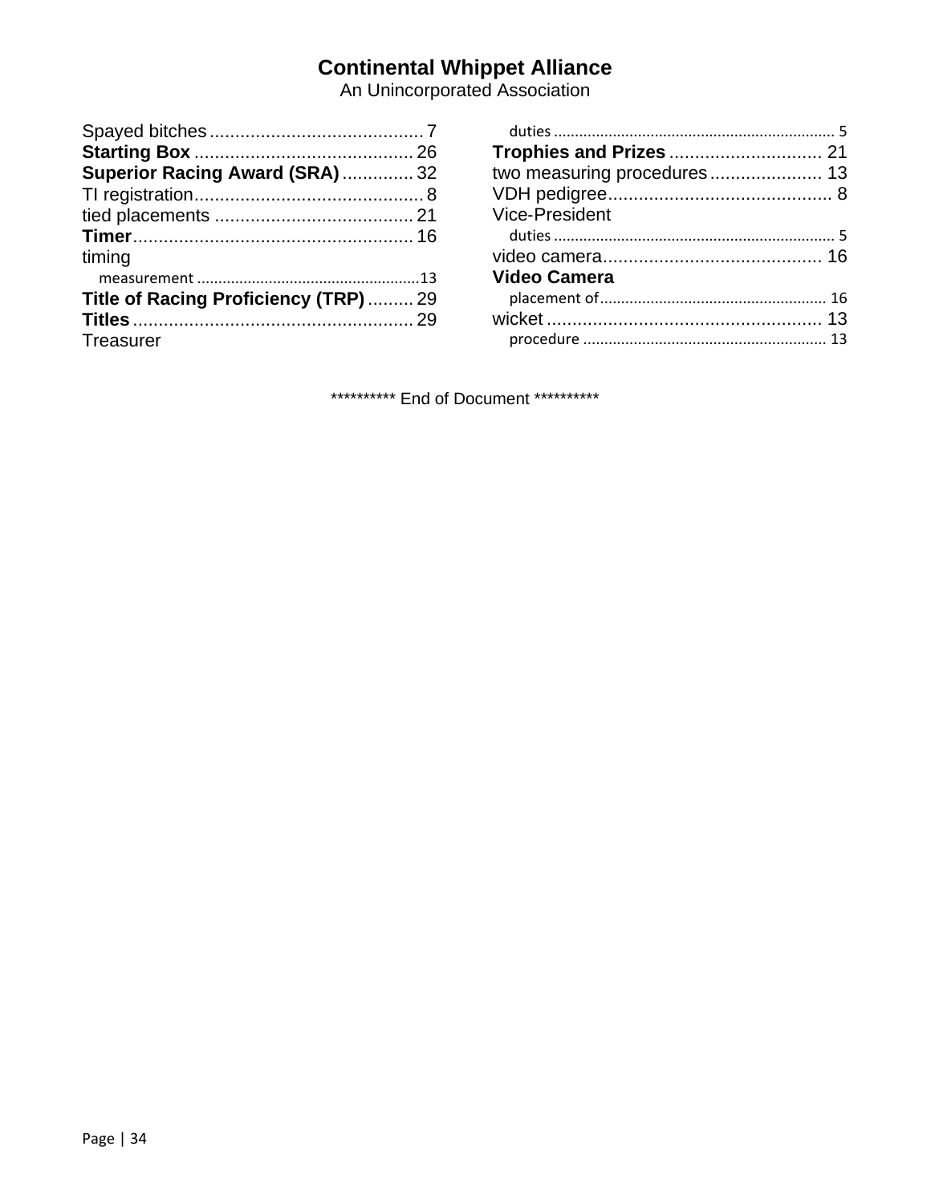**Continental Whippet Alliance**
An Unincorporated Association

Spayed bitches .......................................... 7
**Starting Box** ........................................... 26
**Superior Racing Award (SRA)** .............. 32
TI registration............................................. 8
tied placements ....................................... 21
**Timer**....................................................... 16
timing
  measurement ..................................................... 13
**Title of Racing Proficiency (TRP)** ......... 29
**Titles** ....................................................... 29
Treasurer
  duties ................................................................... 5
**Trophies and Prizes** .............................. 21
two measuring procedures ...................... 13
VDH pedigree............................................ 8
Vice-President
  duties ................................................................... 5
video camera........................................... 16
**Video Camera**
  placement of...................................................... 16
wicket ...................................................... 13
  procedure .......................................................... 13

********** End of Document **********